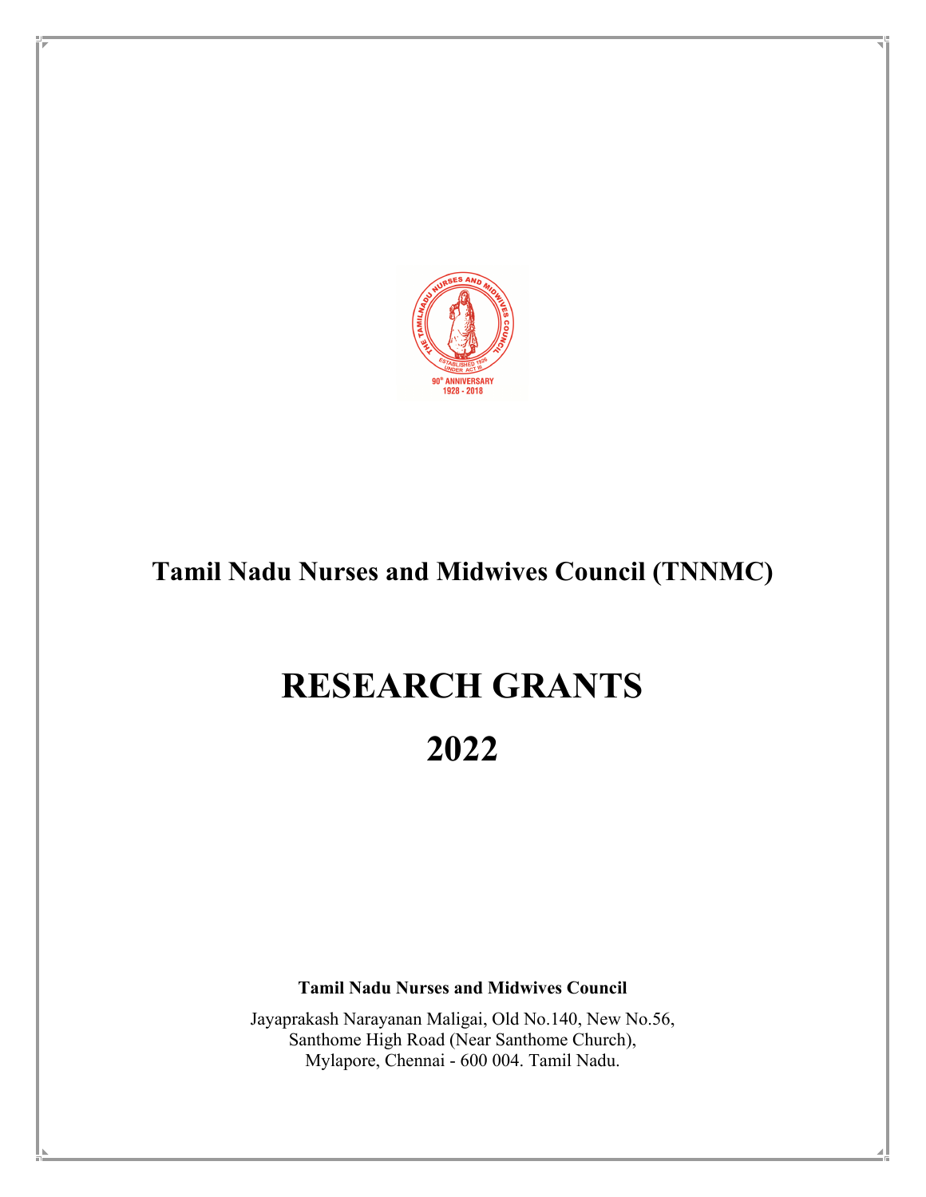# Tamil Nadu Nurses and Midwives Council (TNNMC)

# RESEARCH GRANTS

# 2022

**Tamil Nadu Nurses and Midwives Council**

Jayaprakash Narayanan Maligai, Old No.140, New No.56,
Santhome High Road (Near Santhome Church),
Mylapore, Chennai - 600 004. Tamil Nadu.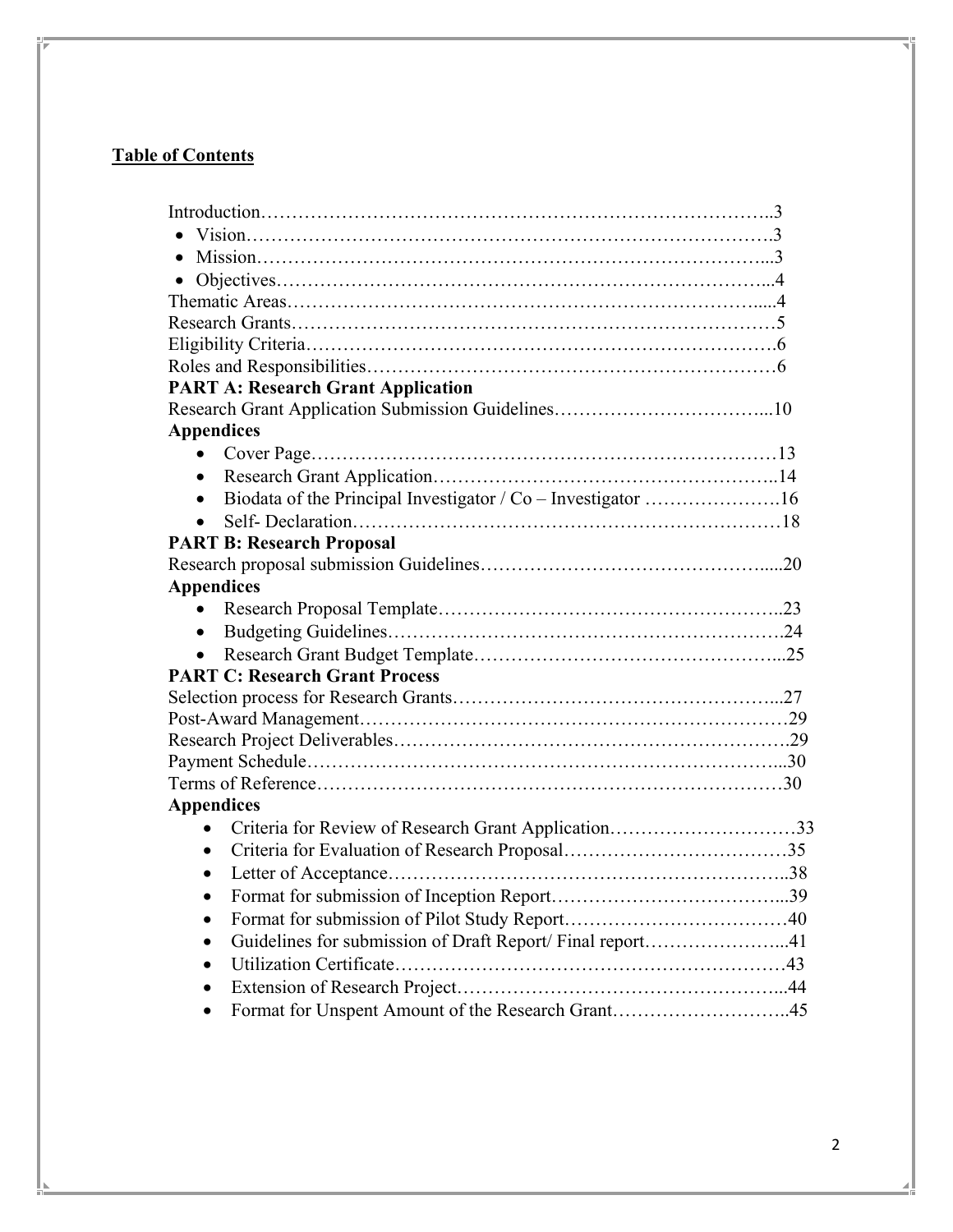## Table of Contents

Introduction……………………………………………………………………..3

- Vision……………………………………………………………………….3
- Mission……………………………………………………………………...3
- Objectives…………………………………………………………………...4

Thematic Areas………………………………………………………………….....4

Research Grants……………………………………………………………………5

Eligibility Criteria………………………………………………………………….6

Roles and Responsibilities…………………………………………………………6

**PART A: Research Grant Application**

Research Grant Application Submission Guidelines……………………………...10

**Appendices**

- Cover Page…………………………………………………………………13
- Research Grant Application………………………………………………..14
- Biodata of the Principal Investigator / Co – Investigator ………………….16
- Self- Declaration……………………………………………………………18

**PART B: Research Proposal**

Research proposal submission Guidelines……………………………………….....20

**Appendices**

- Research Proposal Template………………………………………………..23
- Budgeting Guidelines……………………………………………………….24
- Research Grant Budget Template…………………………………………...25

**PART C: Research Grant Process**

Selection process for Research Grants……………………………………………...27

Post-Award Management……………………………………………………………29

Research Project Deliverables……………………………………………………….29

Payment Schedule…………………………………………………………………...30

Terms of Reference…………………………………………………………………30

**Appendices**

- Criteria for Review of Research Grant Application…………………………33
- Criteria for Evaluation of Research Proposal………………………………35
- Letter of Acceptance………………………………………………………..38
- Format for submission of Inception Report………………………………...39
- Format for submission of Pilot Study Report………………………………40
- Guidelines for submission of Draft Report/ Final report…………………...41
- Utilization Certificate………………………………………………………43
- Extension of Research Project……………………………………………...44
- Format for Unspent Amount of the Research Grant………………………..45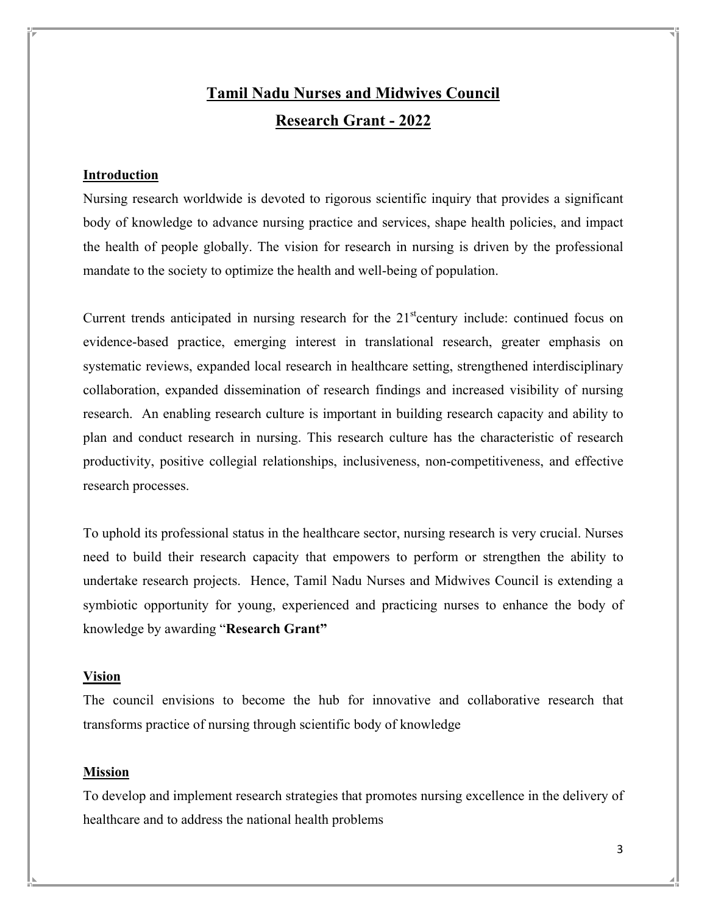# Tamil Nadu Nurses and Midwives Council
# Research Grant - 2022

## Introduction

Nursing research worldwide is devoted to rigorous scientific inquiry that provides a significant body of knowledge to advance nursing practice and services, shape health policies, and impact the health of people globally. The vision for research in nursing is driven by the professional mandate to the society to optimize the health and well-being of population.

Current trends anticipated in nursing research for the 21st century include: continued focus on evidence-based practice, emerging interest in translational research, greater emphasis on systematic reviews, expanded local research in healthcare setting, strengthened interdisciplinary collaboration, expanded dissemination of research findings and increased visibility of nursing research. An enabling research culture is important in building research capacity and ability to plan and conduct research in nursing. This research culture has the characteristic of research productivity, positive collegial relationships, inclusiveness, non-competitiveness, and effective research processes.

To uphold its professional status in the healthcare sector, nursing research is very crucial. Nurses need to build their research capacity that empowers to perform or strengthen the ability to undertake research projects. Hence, Tamil Nadu Nurses and Midwives Council is extending a symbiotic opportunity for young, experienced and practicing nurses to enhance the body of knowledge by awarding "**Research Grant"**

## Vision

The council envisions to become the hub for innovative and collaborative research that transforms practice of nursing through scientific body of knowledge

## Mission

To develop and implement research strategies that promotes nursing excellence in the delivery of healthcare and to address the national health problems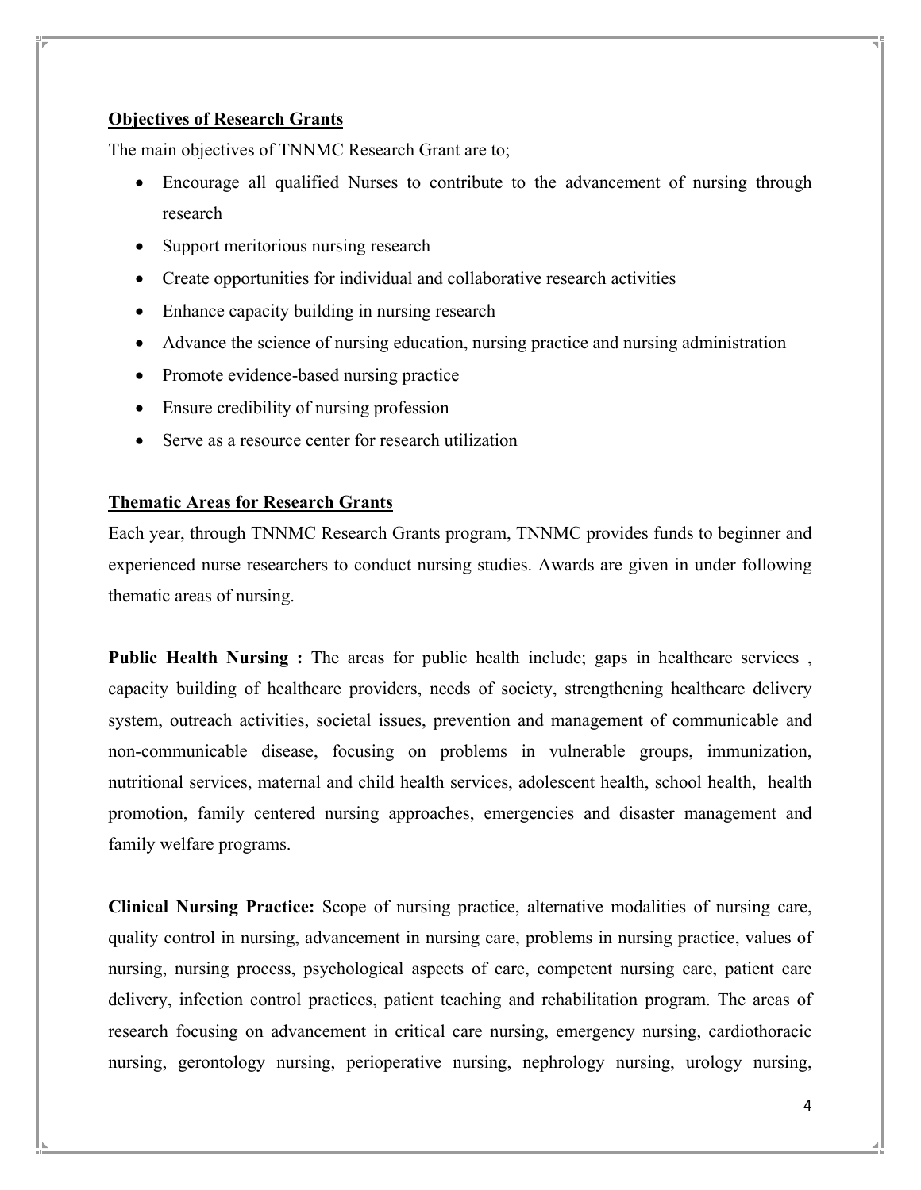## Objectives of Research Grants

The main objectives of TNNMC Research Grant are to;

- Encourage all qualified Nurses to contribute to the advancement of nursing through research
- Support meritorious nursing research
- Create opportunities for individual and collaborative research activities
- Enhance capacity building in nursing research
- Advance the science of nursing education, nursing practice and nursing administration
- Promote evidence-based nursing practice
- Ensure credibility of nursing profession
- Serve as a resource center for research utilization

## Thematic Areas for Research Grants

Each year, through TNNMC Research Grants program, TNNMC provides funds to beginner and experienced nurse researchers to conduct nursing studies. Awards are given in under following thematic areas of nursing.

**Public Health Nursing :** The areas for public health include; gaps in healthcare services , capacity building of healthcare providers, needs of society, strengthening healthcare delivery system, outreach activities, societal issues, prevention and management of communicable and non-communicable disease, focusing on problems in vulnerable groups, immunization, nutritional services, maternal and child health services, adolescent health, school health, health promotion, family centered nursing approaches, emergencies and disaster management and family welfare programs.

**Clinical Nursing Practice:** Scope of nursing practice, alternative modalities of nursing care, quality control in nursing, advancement in nursing care, problems in nursing practice, values of nursing, nursing process, psychological aspects of care, competent nursing care, patient care delivery, infection control practices, patient teaching and rehabilitation program. The areas of research focusing on advancement in critical care nursing, emergency nursing, cardiothoracic nursing, gerontology nursing, perioperative nursing, nephrology nursing, urology nursing,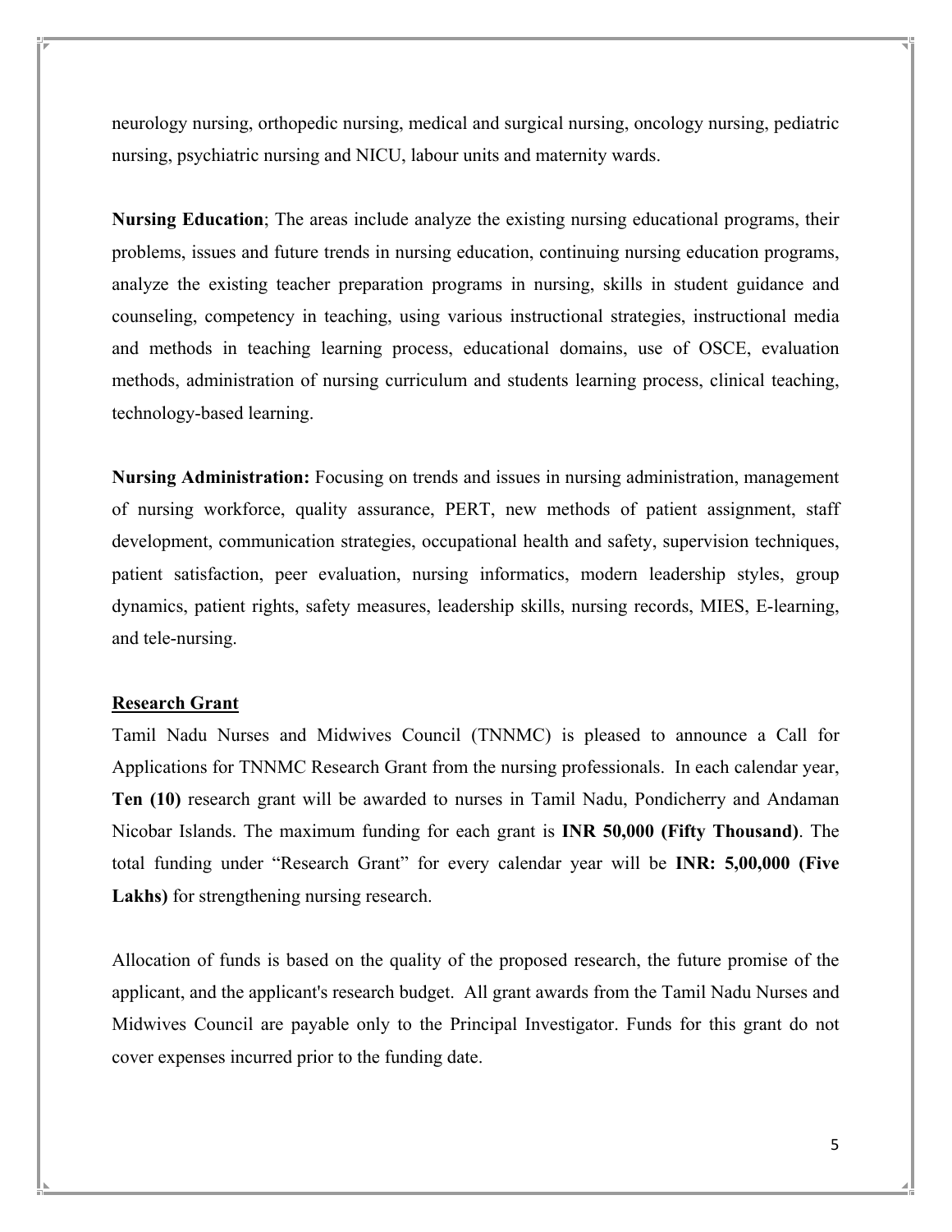neurology nursing, orthopedic nursing, medical and surgical nursing, oncology nursing, pediatric nursing, psychiatric nursing and NICU, labour units and maternity wards.

**Nursing Education**; The areas include analyze the existing nursing educational programs, their problems, issues and future trends in nursing education, continuing nursing education programs, analyze the existing teacher preparation programs in nursing, skills in student guidance and counseling, competency in teaching, using various instructional strategies, instructional media and methods in teaching learning process, educational domains, use of OSCE, evaluation methods, administration of nursing curriculum and students learning process, clinical teaching, technology-based learning.

**Nursing Administration:** Focusing on trends and issues in nursing administration, management of nursing workforce, quality assurance, PERT, new methods of patient assignment, staff development, communication strategies, occupational health and safety, supervision techniques, patient satisfaction, peer evaluation, nursing informatics, modern leadership styles, group dynamics, patient rights, safety measures, leadership skills, nursing records, MIES, E-learning, and tele-nursing.

## Research Grant

Tamil Nadu Nurses and Midwives Council (TNNMC) is pleased to announce a Call for Applications for TNNMC Research Grant from the nursing professionals. In each calendar year, **Ten (10)** research grant will be awarded to nurses in Tamil Nadu, Pondicherry and Andaman Nicobar Islands. The maximum funding for each grant is **INR 50,000 (Fifty Thousand)**. The total funding under "Research Grant" for every calendar year will be **INR: 5,00,000 (Five Lakhs)** for strengthening nursing research.

Allocation of funds is based on the quality of the proposed research, the future promise of the applicant, and the applicant's research budget. All grant awards from the Tamil Nadu Nurses and Midwives Council are payable only to the Principal Investigator. Funds for this grant do not cover expenses incurred prior to the funding date.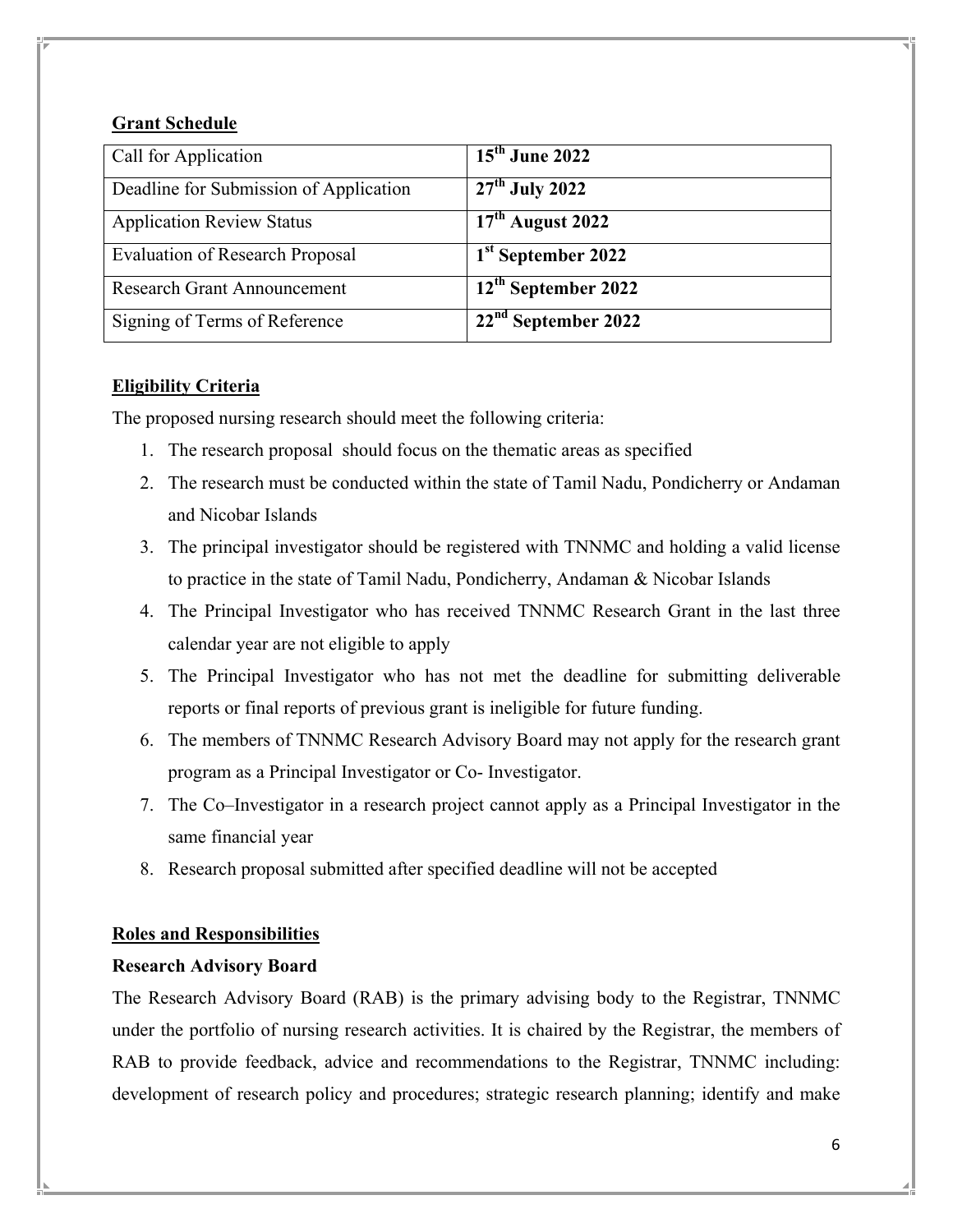**Grant Schedule**

| Call for Application | **15th June 2022** |
|---|---|
| Deadline for Submission of Application | **27th July 2022** |
| Application Review Status | **17th August 2022** |
| Evaluation of Research Proposal | **1st September 2022** |
| Research Grant Announcement | **12th September 2022** |
| Signing of Terms of Reference | **22nd September 2022** |

**Eligibility Criteria**

The proposed nursing research should meet the following criteria:

1. The research proposal should focus on the thematic areas as specified
2. The research must be conducted within the state of Tamil Nadu, Pondicherry or Andaman and Nicobar Islands
3. The principal investigator should be registered with TNNMC and holding a valid license to practice in the state of Tamil Nadu, Pondicherry, Andaman & Nicobar Islands
4. The Principal Investigator who has received TNNMC Research Grant in the last three calendar year are not eligible to apply
5. The Principal Investigator who has not met the deadline for submitting deliverable reports or final reports of previous grant is ineligible for future funding.
6. The members of TNNMC Research Advisory Board may not apply for the research grant program as a Principal Investigator or Co- Investigator.
7. The Co–Investigator in a research project cannot apply as a Principal Investigator in the same financial year
8. Research proposal submitted after specified deadline will not be accepted

**Roles and Responsibilities**

**Research Advisory Board**

The Research Advisory Board (RAB) is the primary advising body to the Registrar, TNNMC under the portfolio of nursing research activities. It is chaired by the Registrar, the members of RAB to provide feedback, advice and recommendations to the Registrar, TNNMC including: development of research policy and procedures; strategic research planning; identify and make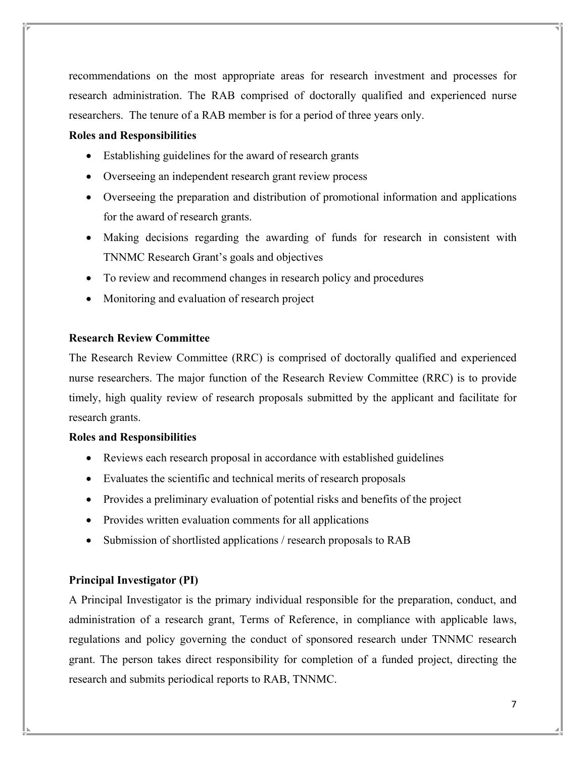recommendations on the most appropriate areas for research investment and processes for research administration. The RAB comprised of doctorally qualified and experienced nurse researchers. The tenure of a RAB member is for a period of three years only.

**Roles and Responsibilities**

- Establishing guidelines for the award of research grants
- Overseeing an independent research grant review process
- Overseeing the preparation and distribution of promotional information and applications for the award of research grants.
- Making decisions regarding the awarding of funds for research in consistent with TNNMC Research Grant's goals and objectives
- To review and recommend changes in research policy and procedures
- Monitoring and evaluation of research project

**Research Review Committee**

The Research Review Committee (RRC) is comprised of doctorally qualified and experienced nurse researchers. The major function of the Research Review Committee (RRC) is to provide timely, high quality review of research proposals submitted by the applicant and facilitate for research grants.

**Roles and Responsibilities**

- Reviews each research proposal in accordance with established guidelines
- Evaluates the scientific and technical merits of research proposals
- Provides a preliminary evaluation of potential risks and benefits of the project
- Provides written evaluation comments for all applications
- Submission of shortlisted applications / research proposals to RAB

**Principal Investigator (PI)**

A Principal Investigator is the primary individual responsible for the preparation, conduct, and administration of a research grant, Terms of Reference, in compliance with applicable laws, regulations and policy governing the conduct of sponsored research under TNNMC research grant. The person takes direct responsibility for completion of a funded project, directing the research and submits periodical reports to RAB, TNNMC.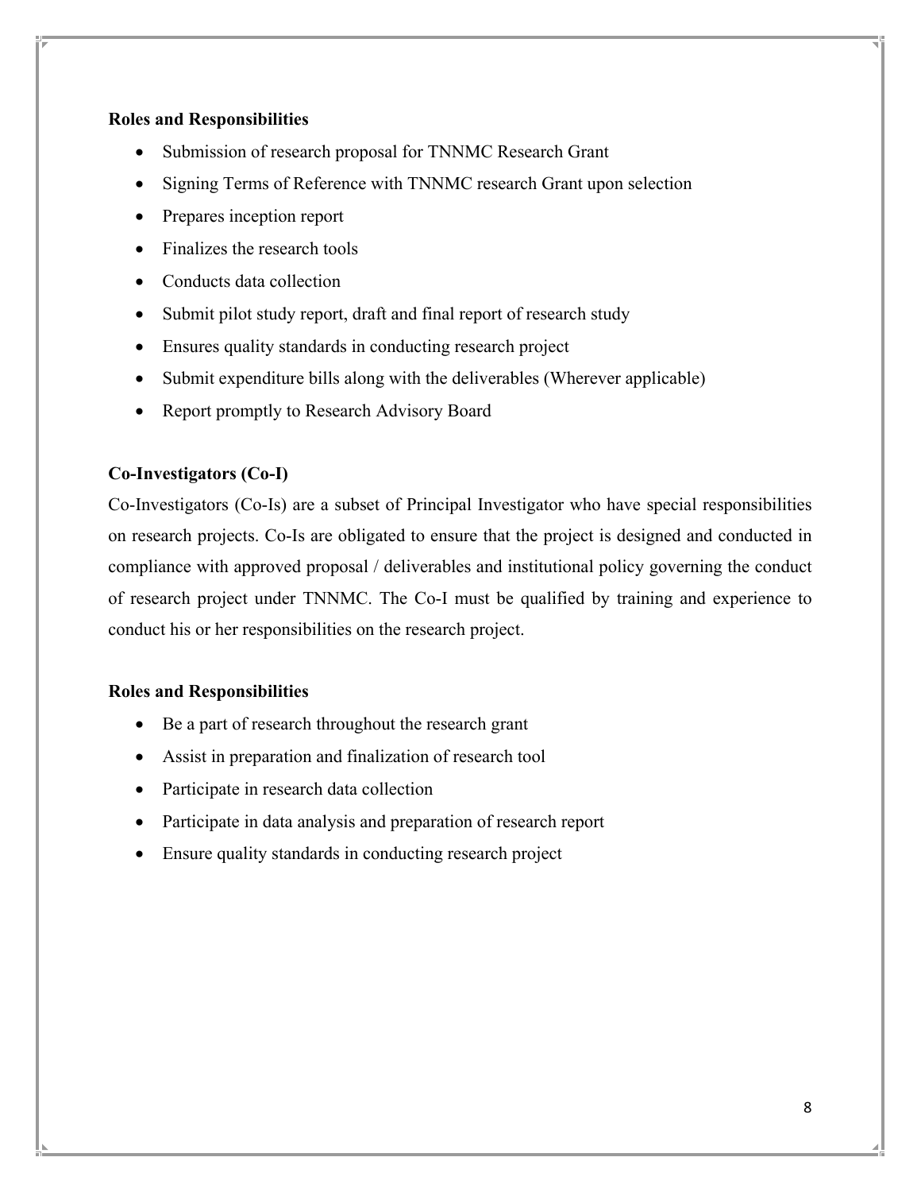### Roles and Responsibilities

- Submission of research proposal for TNNMC Research Grant
- Signing Terms of Reference with TNNMC research Grant upon selection
- Prepares inception report
- Finalizes the research tools
- Conducts data collection
- Submit pilot study report, draft and final report of research study
- Ensures quality standards in conducting research project
- Submit expenditure bills along with the deliverables (Wherever applicable)
- Report promptly to Research Advisory Board

### Co-Investigators (Co-I)

Co-Investigators (Co-Is) are a subset of Principal Investigator who have special responsibilities on research projects. Co-Is are obligated to ensure that the project is designed and conducted in compliance with approved proposal / deliverables and institutional policy governing the conduct of research project under TNNMC. The Co-I must be qualified by training and experience to conduct his or her responsibilities on the research project.

### Roles and Responsibilities

- Be a part of research throughout the research grant
- Assist in preparation and finalization of research tool
- Participate in research data collection
- Participate in data analysis and preparation of research report
- Ensure quality standards in conducting research project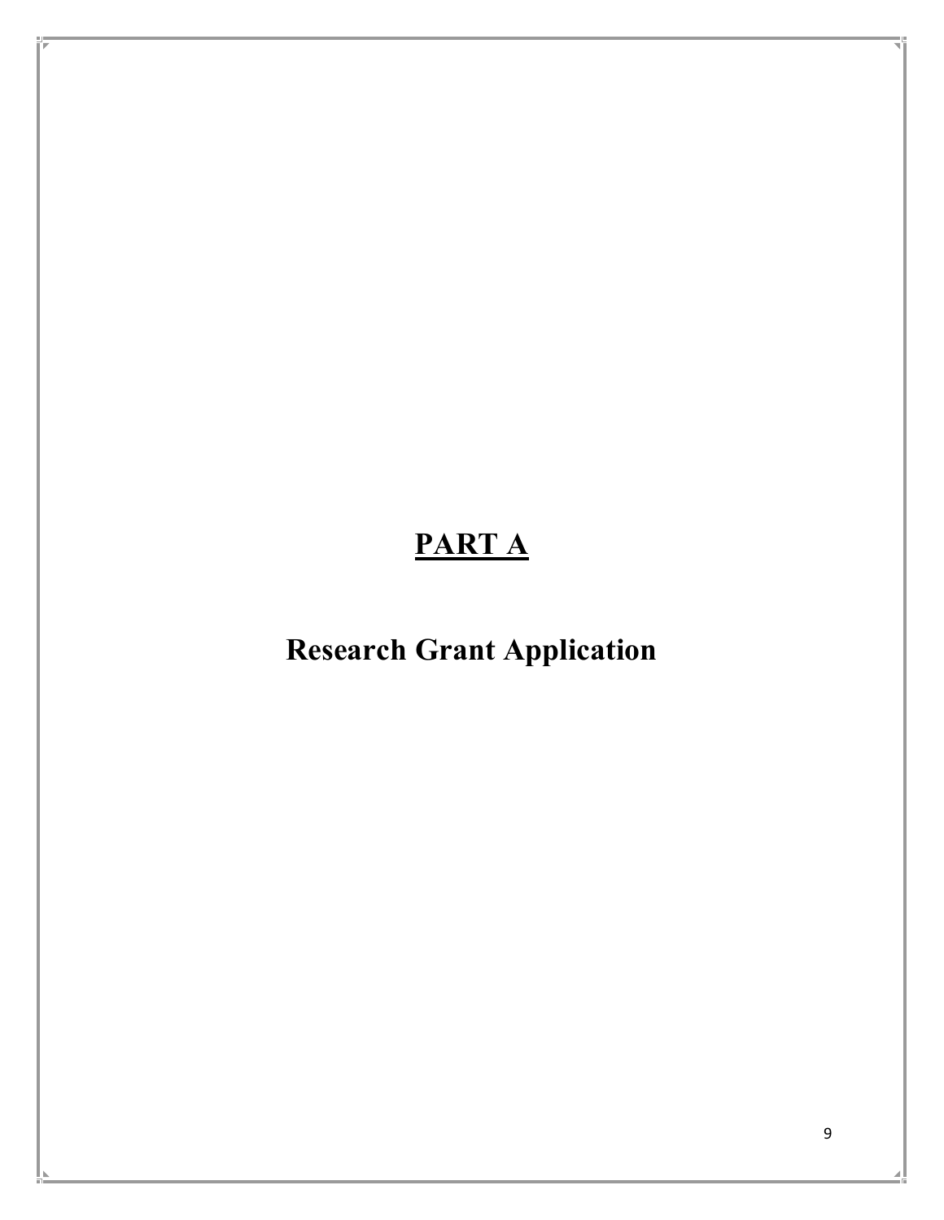# PART A

## Research Grant Application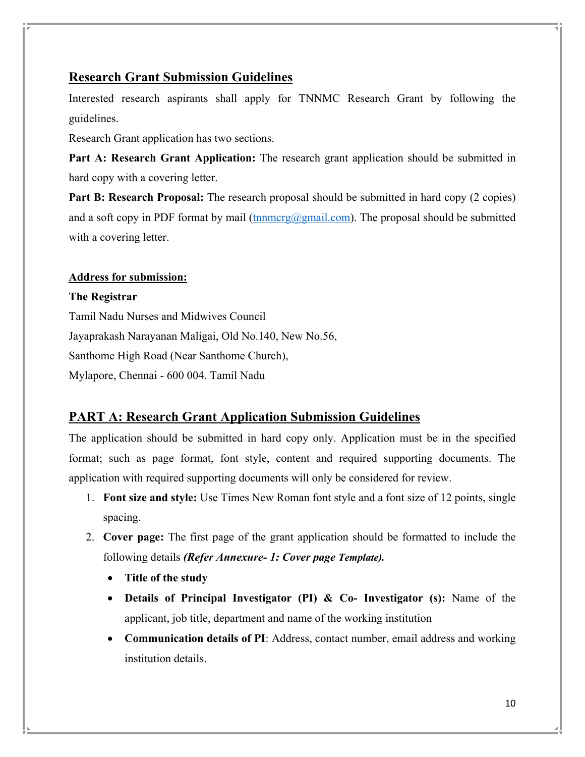## Research Grant Submission Guidelines

Interested research aspirants shall apply for TNNMC Research Grant by following the guidelines.

Research Grant application has two sections.

**Part A: Research Grant Application:** The research grant application should be submitted in hard copy with a covering letter.

**Part B: Research Proposal:** The research proposal should be submitted in hard copy (2 copies) and a soft copy in PDF format by mail (tnnmcrg@gmail.com). The proposal should be submitted with a covering letter.

**Address for submission:**

**The Registrar**
Tamil Nadu Nurses and Midwives Council
Jayaprakash Narayanan Maligai, Old No.140, New No.56,
Santhome High Road (Near Santhome Church),
Mylapore, Chennai - 600 004. Tamil Nadu

## PART A: Research Grant Application Submission Guidelines

The application should be submitted in hard copy only. Application must be in the specified format; such as page format, font style, content and required supporting documents. The application with required supporting documents will only be considered for review.

1. **Font size and style:** Use Times New Roman font style and a font size of 12 points, single spacing.
2. **Cover page:** The first page of the grant application should be formatted to include the following details ***(Refer Annexure- 1: Cover page Template).***
   - **Title of the study**
   - **Details of Principal Investigator (PI) & Co- Investigator (s):** Name of the applicant, job title, department and name of the working institution
   - **Communication details of PI**: Address, contact number, email address and working institution details.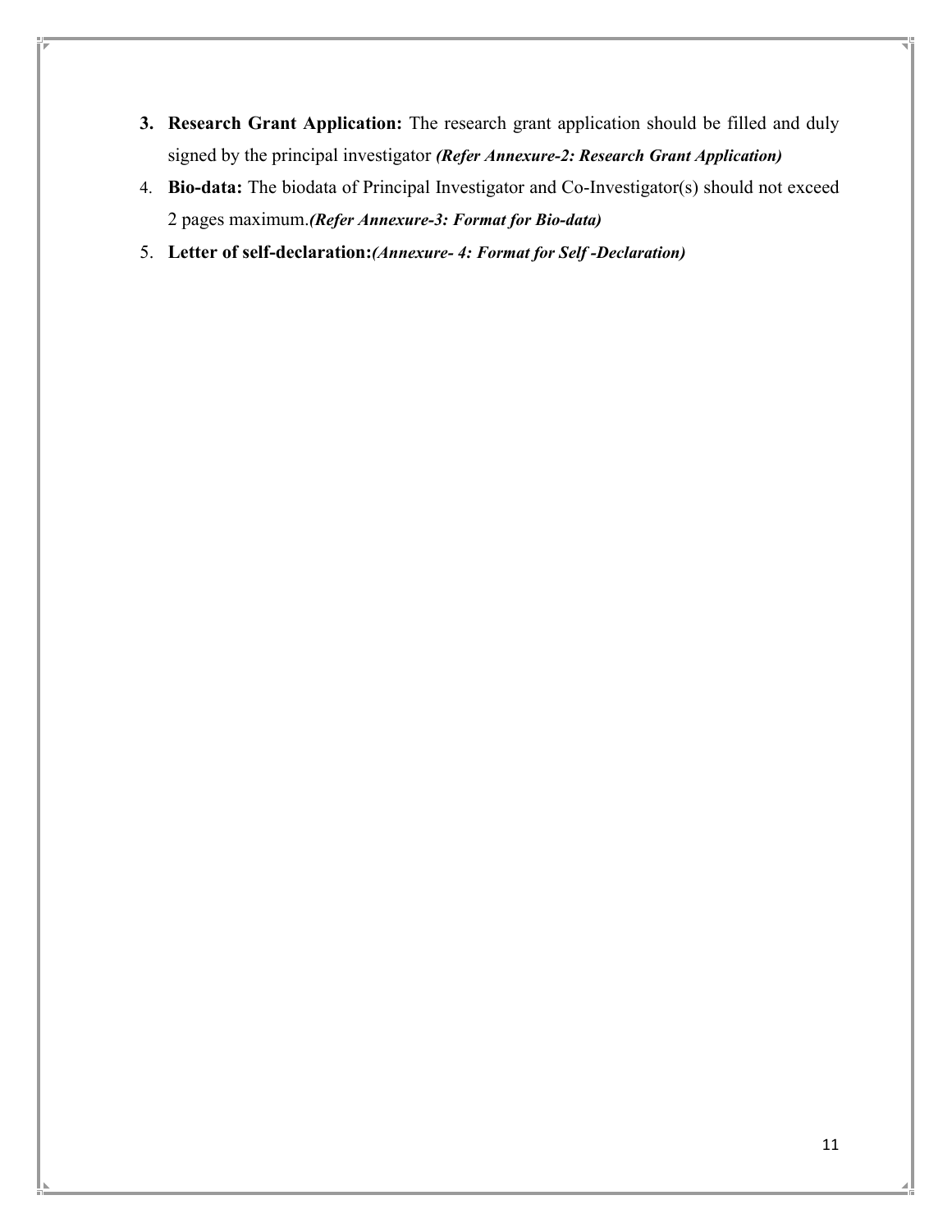3. **Research Grant Application:** The research grant application should be filled and duly signed by the principal investigator ***(Refer Annexure-2: Research Grant Application)***
4. **Bio-data:** The biodata of Principal Investigator and Co-Investigator(s) should not exceed 2 pages maximum.***(Refer Annexure-3: Format for Bio-data)***
5. **Letter of self-declaration:*****(Annexure- 4: Format for Self -Declaration)***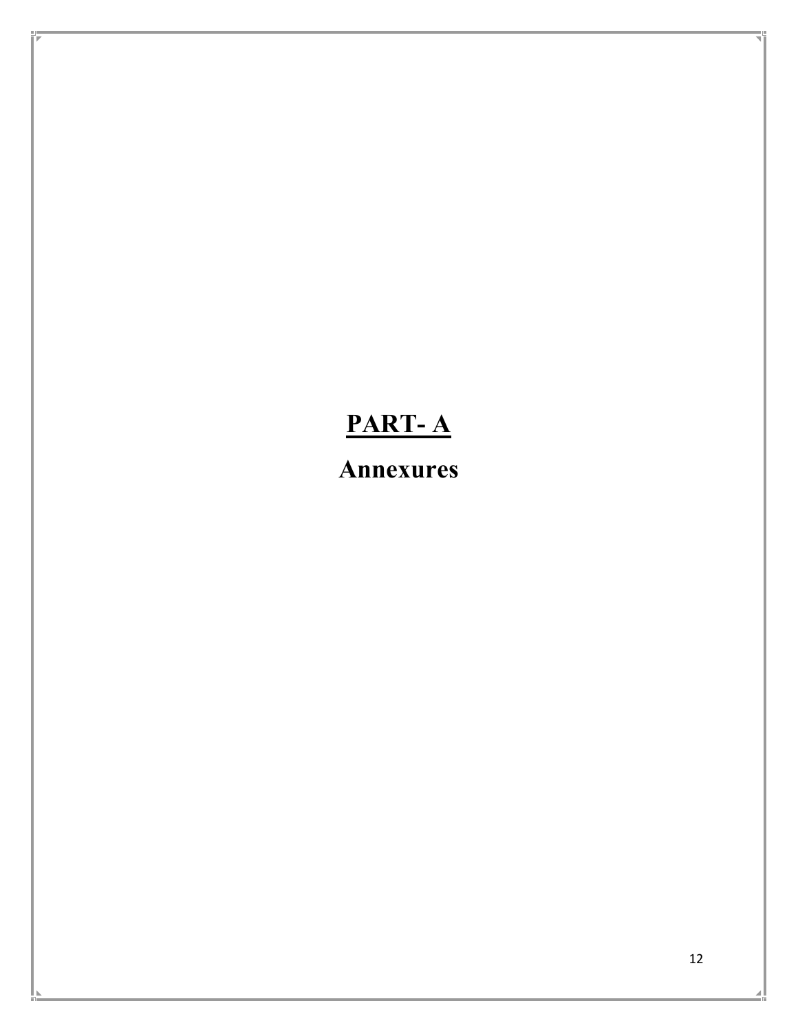# PART- A

## Annexures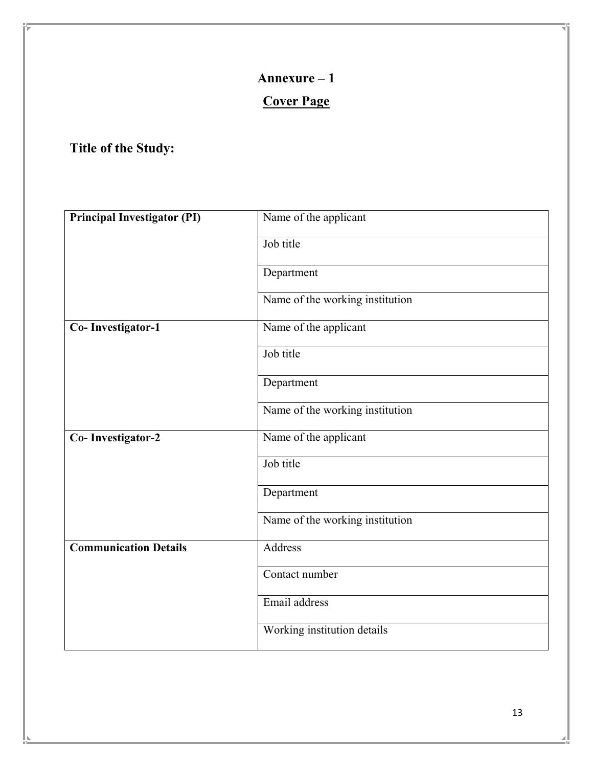## Annexure – 1

## Cover Page

**Title of the Study:**

| | |
|---|---|
| **Principal Investigator (PI)** | Name of the applicant |
| | Job title |
| | Department |
| | Name of the working institution |
| **Co- Investigator-1** | Name of the applicant |
| | Job title |
| | Department |
| | Name of the working institution |
| **Co- Investigator-2** | Name of the applicant |
| | Job title |
| | Department |
| | Name of the working institution |
| **Communication Details** | Address |
| | Contact number |
| | Email address |
| | Working institution details |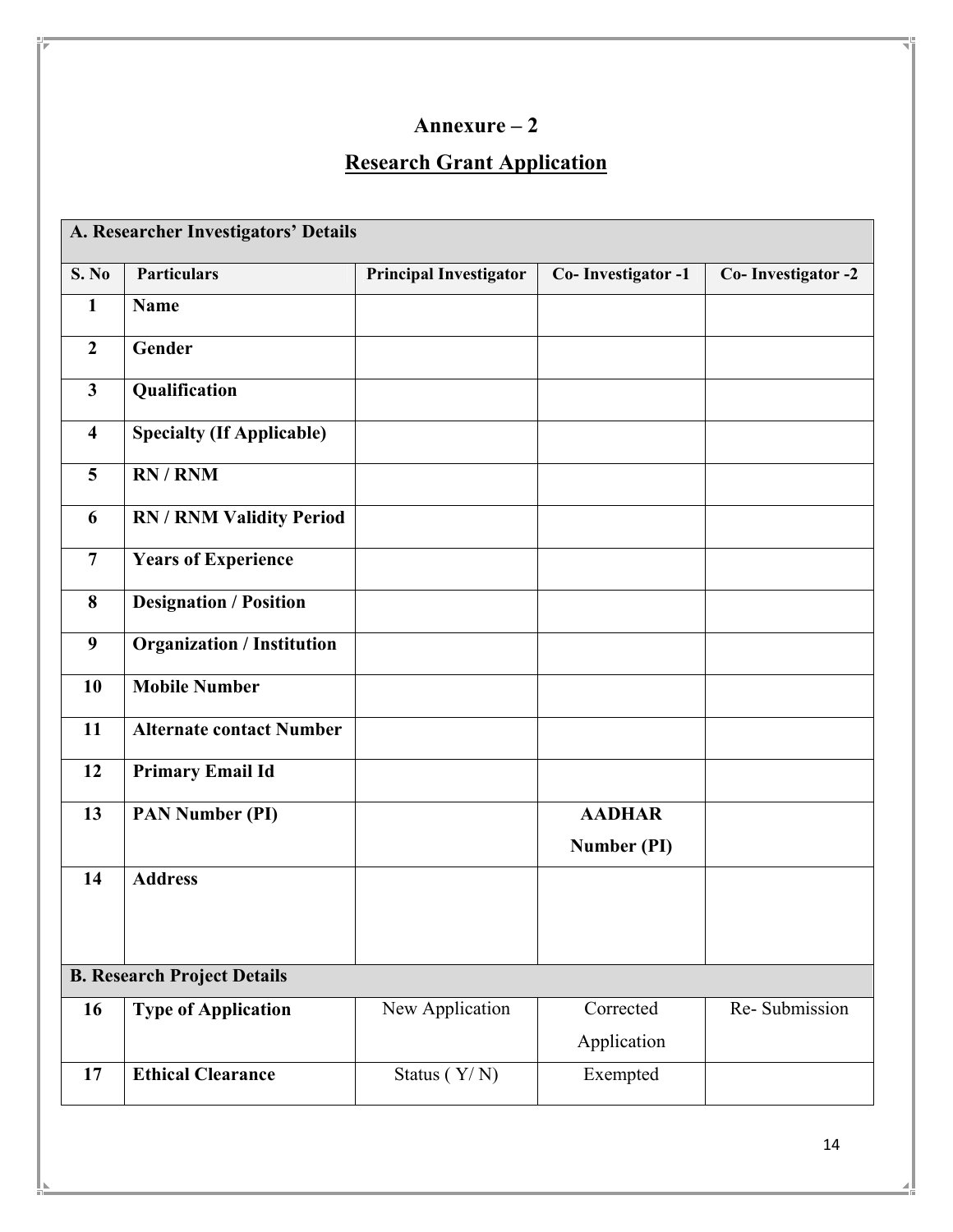# Annexure – 2

## Research Grant Application

| A. Researcher Investigators' Details | | | | |
|---|---|---|---|---|
| **S. No** | **Particulars** | **Principal Investigator** | **Co- Investigator -1** | **Co- Investigator -2** |
| **1** | **Name** | | | |
| **2** | **Gender** | | | |
| **3** | **Qualification** | | | |
| **4** | **Specialty (If Applicable)** | | | |
| **5** | **RN / RNM** | | | |
| **6** | **RN / RNM Validity Period** | | | |
| **7** | **Years of Experience** | | | |
| **8** | **Designation / Position** | | | |
| **9** | **Organization / Institution** | | | |
| **10** | **Mobile Number** | | | |
| **11** | **Alternate contact Number** | | | |
| **12** | **Primary Email Id** | | | |
| **13** | **PAN Number (PI)** | | **AADHAR Number (PI)** | |
| **14** | **Address** | | | |
| **B. Research Project Details** | | | | |
| **16** | **Type of Application** | New Application | Corrected Application | Re- Submission |
| **17** | **Ethical Clearance** | Status ( Y/ N) | Exempted | |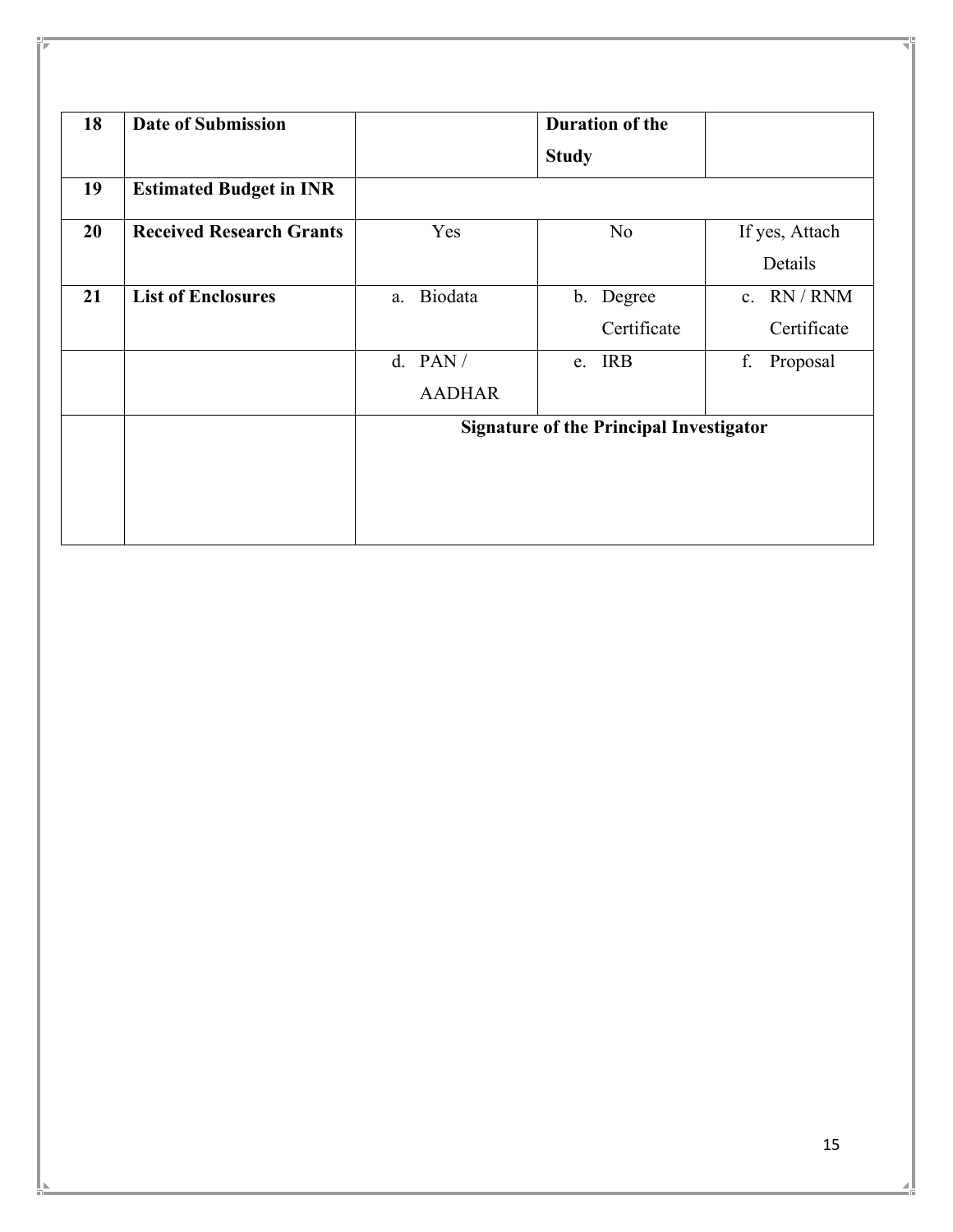| 18 | **Date of Submission** | | **Duration of the Study** | |
|---|---|---|---|---|
| 19 | **Estimated Budget in INR** | | | |
| 20 | **Received Research Grants** | Yes | No | If yes, Attach Details |
| 21 | **List of Enclosures** | a. Biodata | b. Degree Certificate | c. RN / RNM Certificate |
| | | d. PAN / AADHAR | e. IRB | f. Proposal |
| | | **Signature of the Principal Investigator** | | |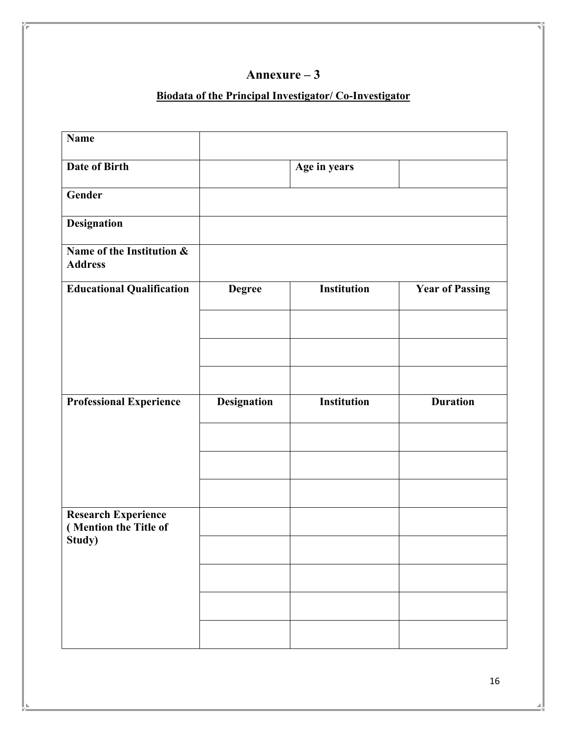# Annexure – 3

## Biodata of the Principal Investigator/ Co-Investigator

| | | | |
|---|---|---|---|
| **Name** | | | |
| **Date of Birth** | | **Age in years** | |
| **Gender** | | | |
| **Designation** | | | |
| **Name of the Institution & Address** | | | |
| **Educational Qualification** | **Degree** | **Institution** | **Year of Passing** |
| | | | |
| | | | |
| | | | |
| **Professional Experience** | **Designation** | **Institution** | **Duration** |
| | | | |
| | | | |
| | | | |
| **Research Experience ( Mention the Title of Study)** | | | |
| | | | |
| | | | |
| | | | |
| | | | |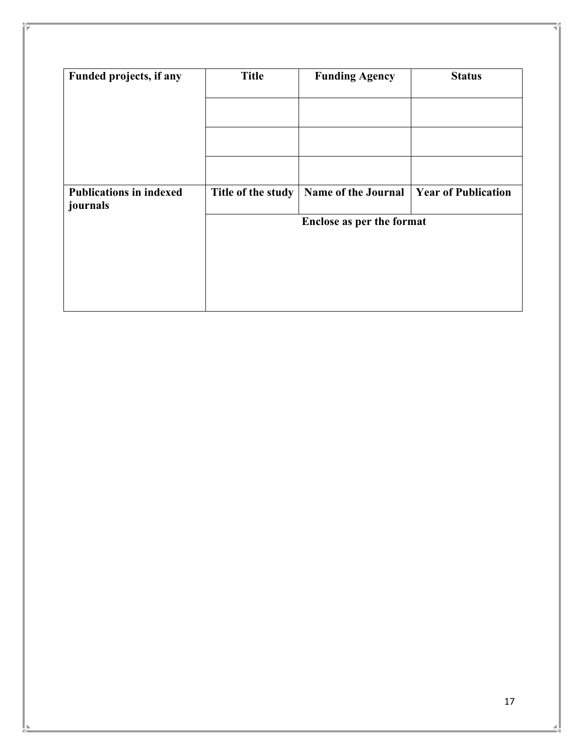| Funded projects, if any | Title | Funding Agency | Status |
|---|---|---|---|
| | | | |
| | | | |
| | | | |
| **Publications in indexed journals** | **Title of the study** | **Name of the Journal** | **Year of Publication** |
| | **Enclose as per the format** | | |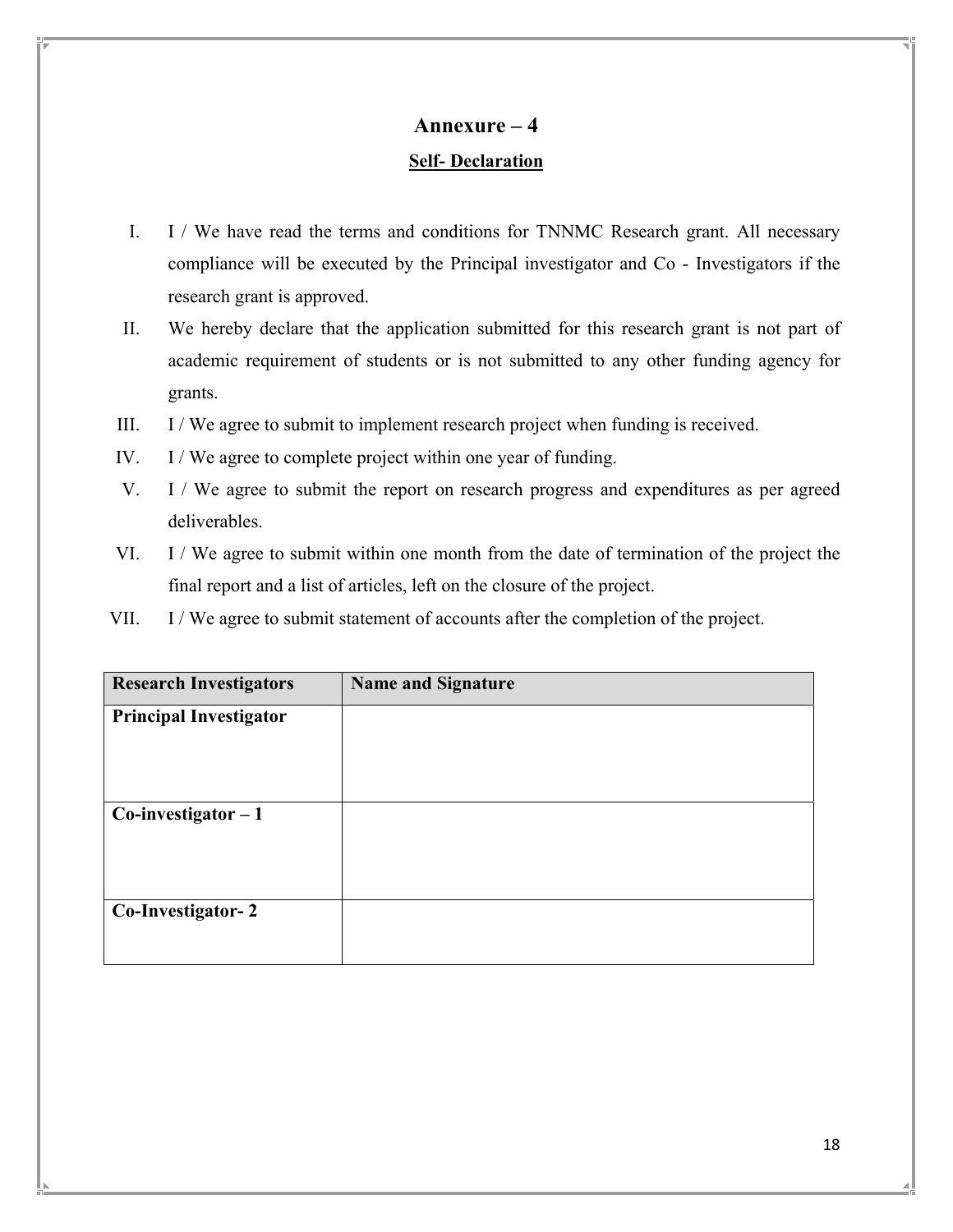# Annexure – 4

## Self- Declaration

I. I / We have read the terms and conditions for TNNMC Research grant. All necessary compliance will be executed by the Principal investigator and Co - Investigators if the research grant is approved.

II. We hereby declare that the application submitted for this research grant is not part of academic requirement of students or is not submitted to any other funding agency for grants.

III. I / We agree to submit to implement research project when funding is received.

IV. I / We agree to complete project within one year of funding.

V. I / We agree to submit the report on research progress and expenditures as per agreed deliverables.

VI. I / We agree to submit within one month from the date of termination of the project the final report and a list of articles, left on the closure of the project.

VII. I / We agree to submit statement of accounts after the completion of the project.

| Research Investigators | Name and Signature |
|---|---|
| **Principal Investigator** | |
| **Co-investigator – 1** | |
| **Co-Investigator- 2** | |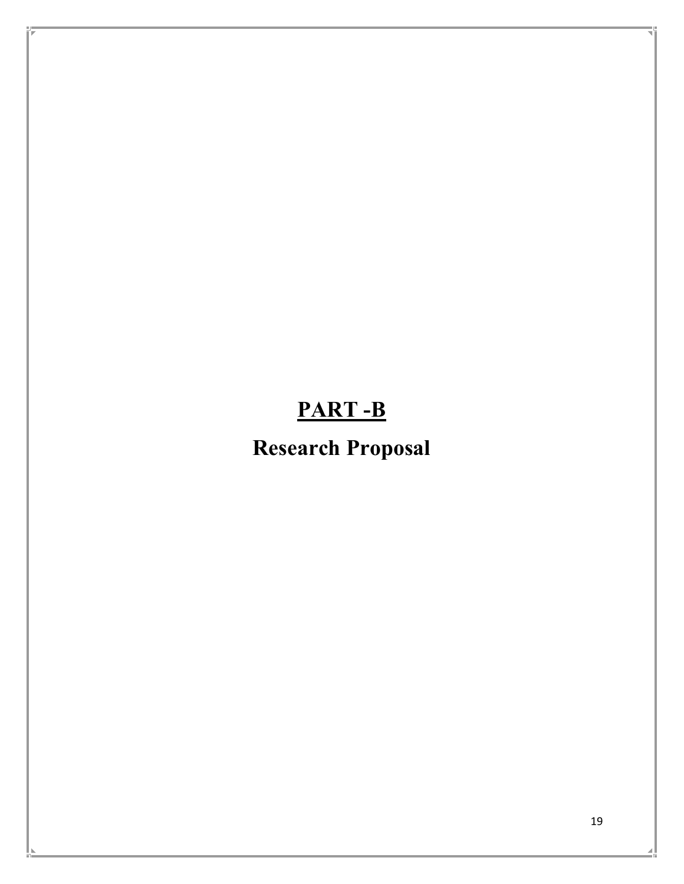# PART -B

## Research Proposal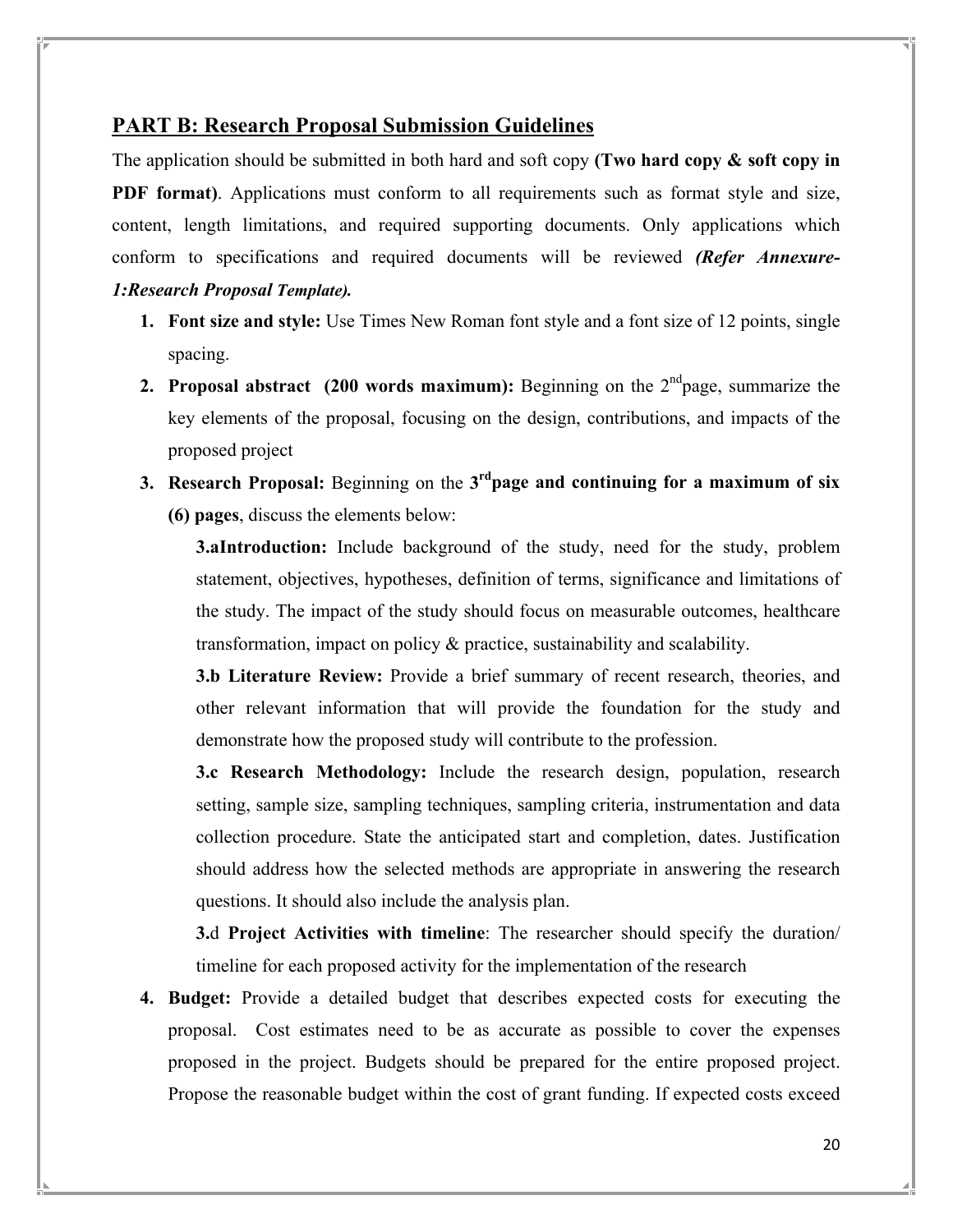## PART B: Research Proposal Submission Guidelines

The application should be submitted in both hard and soft copy **(Two hard copy & soft copy in PDF format)**. Applications must conform to all requirements such as format style and size, content, length limitations, and required supporting documents. Only applications which conform to specifications and required documents will be reviewed ***(Refer Annexure-1:Research Proposal Template).***

1. **Font size and style:** Use Times New Roman font style and a font size of 12 points, single spacing.
2. **Proposal abstract (200 words maximum):** Beginning on the 2nd page, summarize the key elements of the proposal, focusing on the design, contributions, and impacts of the proposed project
3. **Research Proposal:** Beginning on the **3rd page and continuing for a maximum of six (6) pages**, discuss the elements below:

   **3.a Introduction:** Include background of the study, need for the study, problem statement, objectives, hypotheses, definition of terms, significance and limitations of the study. The impact of the study should focus on measurable outcomes, healthcare transformation, impact on policy & practice, sustainability and scalability.

   **3.b Literature Review:** Provide a brief summary of recent research, theories, and other relevant information that will provide the foundation for the study and demonstrate how the proposed study will contribute to the profession.

   **3.c Research Methodology:** Include the research design, population, research setting, sample size, sampling techniques, sampling criteria, instrumentation and data collection procedure. State the anticipated start and completion, dates. Justification should address how the selected methods are appropriate in answering the research questions. It should also include the analysis plan.

   **3.d Project Activities with timeline**: The researcher should specify the duration/ timeline for each proposed activity for the implementation of the research

4. **Budget:** Provide a detailed budget that describes expected costs for executing the proposal. Cost estimates need to be as accurate as possible to cover the expenses proposed in the project. Budgets should be prepared for the entire proposed project. Propose the reasonable budget within the cost of grant funding. If expected costs exceed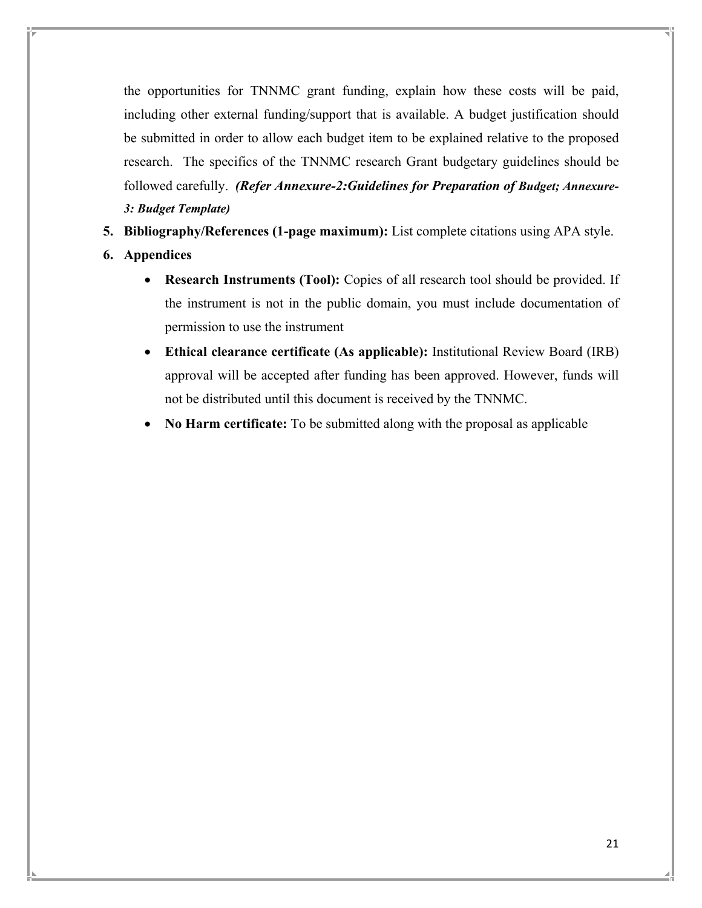the opportunities for TNNMC grant funding, explain how these costs will be paid, including other external funding/support that is available. A budget justification should be submitted in order to allow each budget item to be explained relative to the proposed research. The specifics of the TNNMC research Grant budgetary guidelines should be followed carefully. ***(Refer Annexure-2:Guidelines for Preparation of Budget; Annexure-3: Budget Template)***

5. **Bibliography/References (1-page maximum):** List complete citations using APA style.
6. **Appendices**
   - **Research Instruments (Tool):** Copies of all research tool should be provided. If the instrument is not in the public domain, you must include documentation of permission to use the instrument
   - **Ethical clearance certificate (As applicable):** Institutional Review Board (IRB) approval will be accepted after funding has been approved. However, funds will not be distributed until this document is received by the TNNMC.
   - **No Harm certificate:** To be submitted along with the proposal as applicable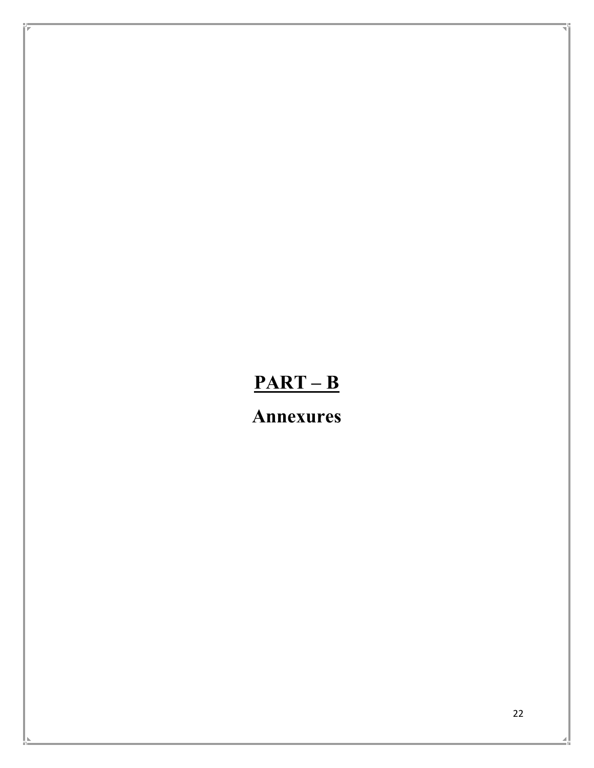# PART – B

## Annexures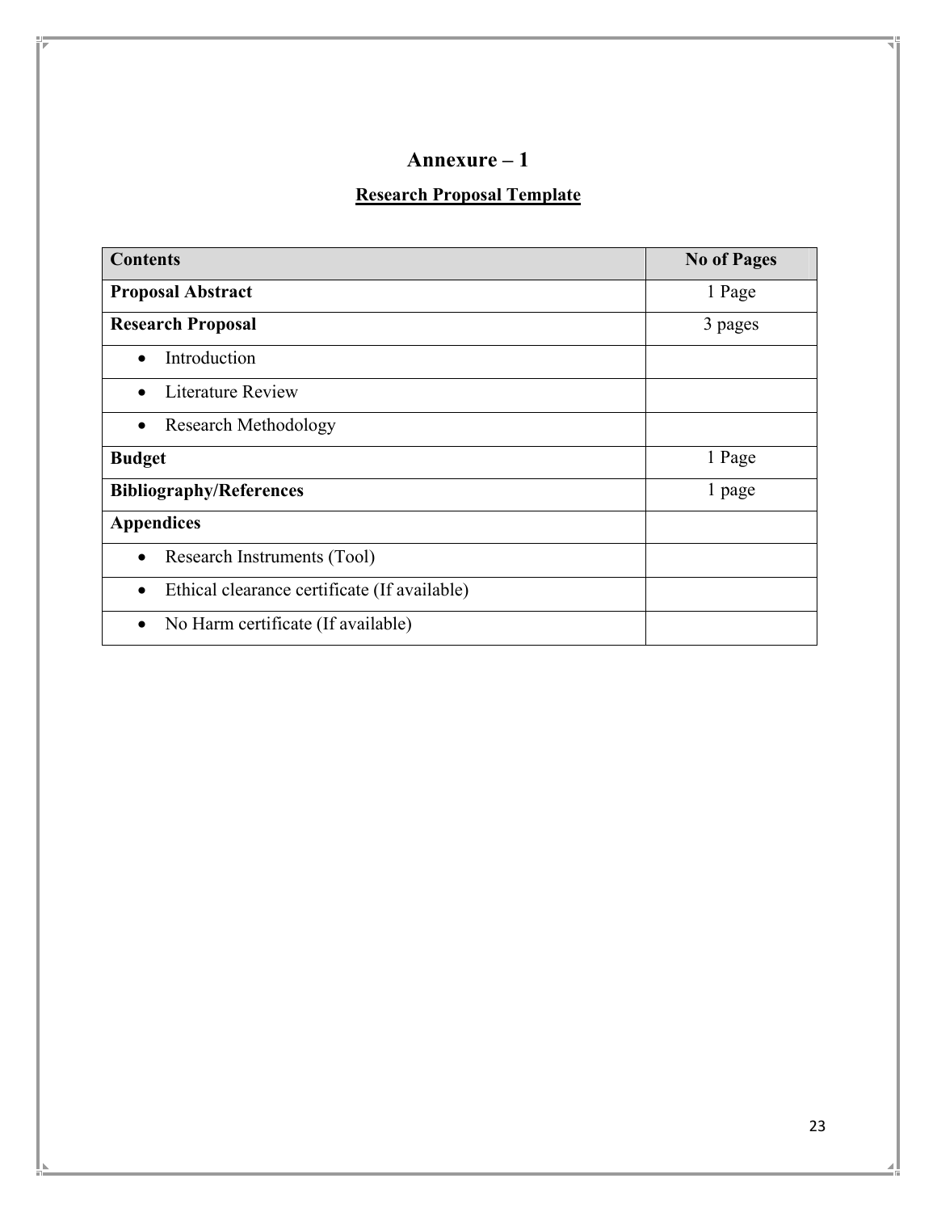# Annexure – 1

## Research Proposal Template

| Contents | No of Pages |
|---|---|
| **Proposal Abstract** | 1 Page |
| **Research Proposal** | 3 pages |
| • Introduction | |
| • Literature Review | |
| • Research Methodology | |
| **Budget** | 1 Page |
| **Bibliography/References** | 1 page |
| **Appendices** | |
| • Research Instruments (Tool) | |
| • Ethical clearance certificate (If available) | |
| • No Harm certificate (If available) | |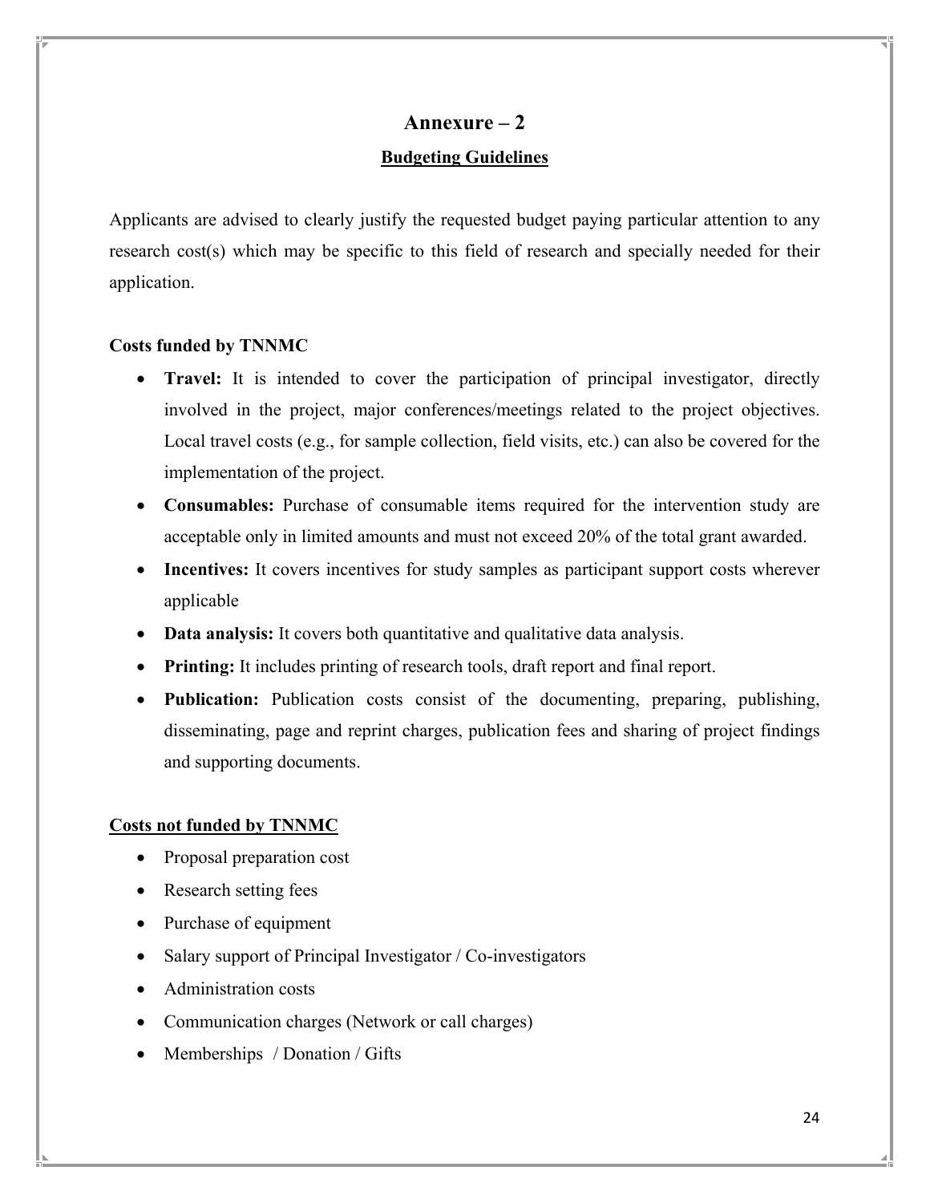# Annexure – 2

## Budgeting Guidelines

Applicants are advised to clearly justify the requested budget paying particular attention to any research cost(s) which may be specific to this field of research and specially needed for their application.

**Costs funded by TNNMC**

- **Travel:** It is intended to cover the participation of principal investigator, directly involved in the project, major conferences/meetings related to the project objectives. Local travel costs (e.g., for sample collection, field visits, etc.) can also be covered for the implementation of the project.
- **Consumables:** Purchase of consumable items required for the intervention study are acceptable only in limited amounts and must not exceed 20% of the total grant awarded.
- **Incentives:** It covers incentives for study samples as participant support costs wherever applicable
- **Data analysis:** It covers both quantitative and qualitative data analysis.
- **Printing:** It includes printing of research tools, draft report and final report.
- **Publication:** Publication costs consist of the documenting, preparing, publishing, disseminating, page and reprint charges, publication fees and sharing of project findings and supporting documents.

**Costs not funded by TNNMC**

- Proposal preparation cost
- Research setting fees
- Purchase of equipment
- Salary support of Principal Investigator / Co-investigators
- Administration costs
- Communication charges (Network or call charges)
- Memberships / Donation / Gifts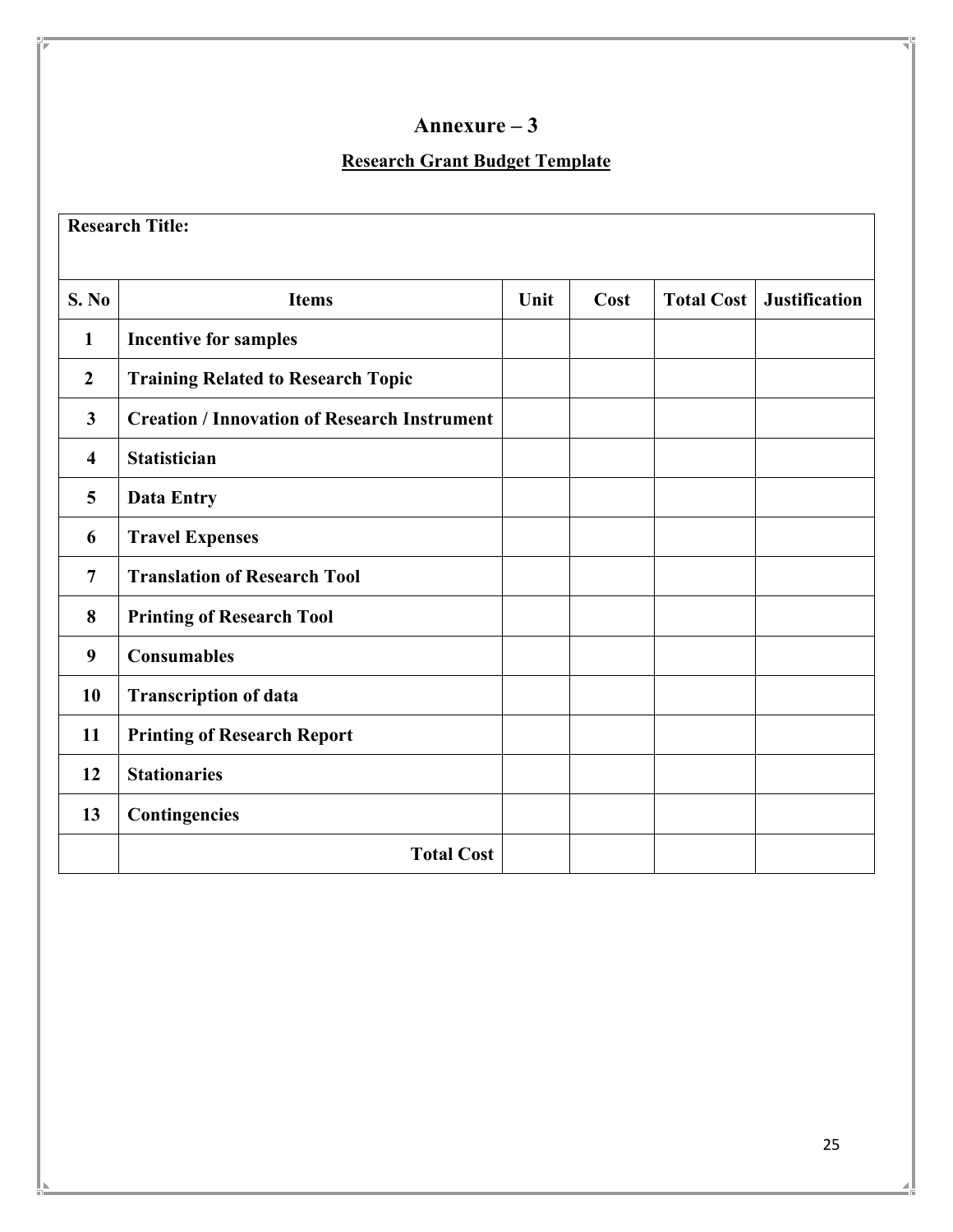# Annexure – 3

## Research Grant Budget Template

| **Research Title:** | | | | | |
|---|---|---|---|---|---|
| **S. No** | **Items** | **Unit** | **Cost** | **Total Cost** | **Justification** |
| **1** | **Incentive for samples** | | | | |
| **2** | **Training Related to Research Topic** | | | | |
| **3** | **Creation / Innovation of Research Instrument** | | | | |
| **4** | **Statistician** | | | | |
| **5** | **Data Entry** | | | | |
| **6** | **Travel Expenses** | | | | |
| **7** | **Translation of Research Tool** | | | | |
| **8** | **Printing of Research Tool** | | | | |
| **9** | **Consumables** | | | | |
| **10** | **Transcription of data** | | | | |
| **11** | **Printing of Research Report** | | | | |
| **12** | **Stationaries** | | | | |
| **13** | **Contingencies** | | | | |
| | **Total Cost** | | | | |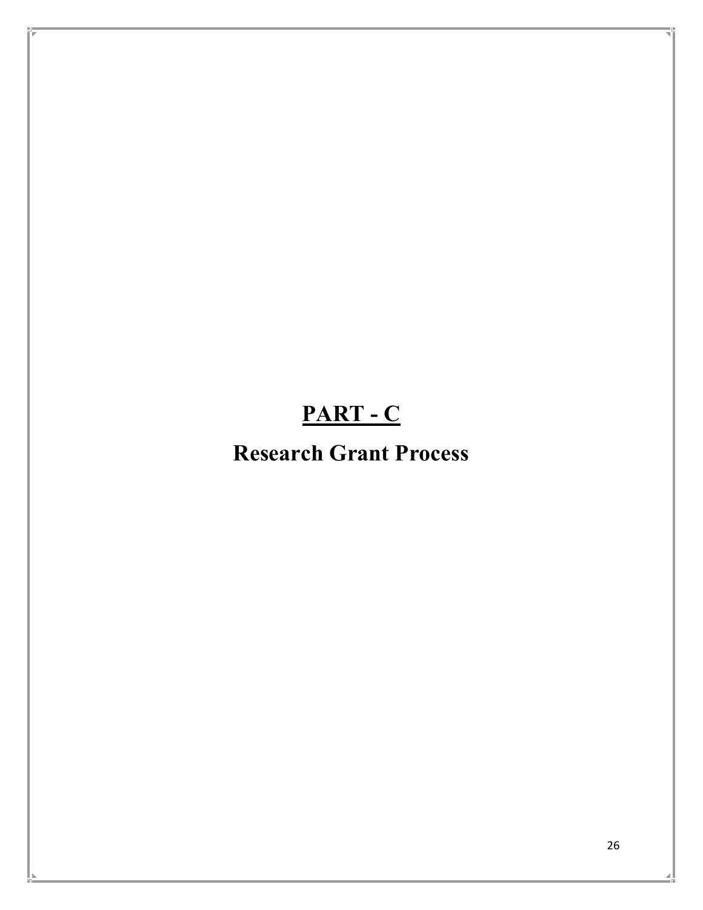# PART - C

## Research Grant Process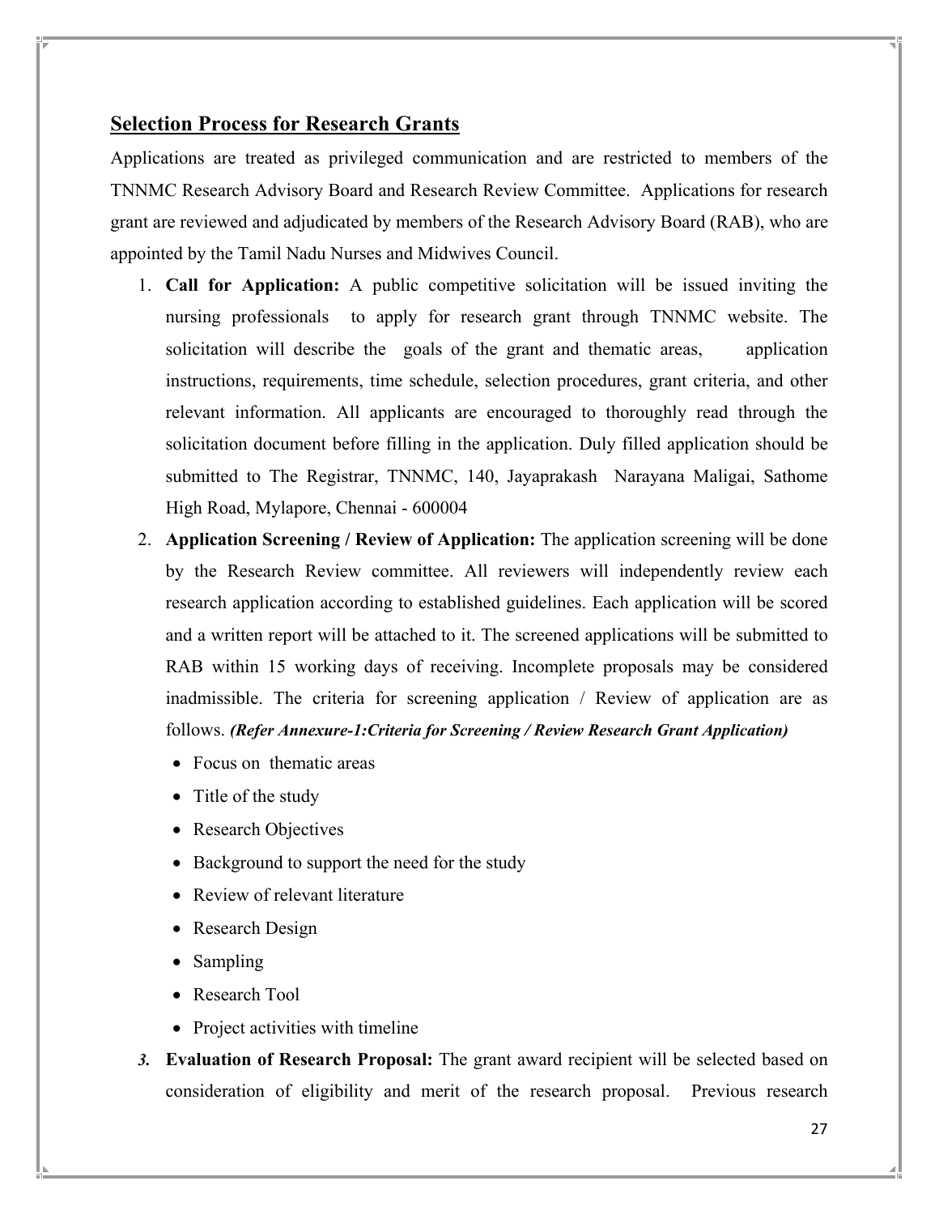## Selection Process for Research Grants

Applications are treated as privileged communication and are restricted to members of the TNNMC Research Advisory Board and Research Review Committee. Applications for research grant are reviewed and adjudicated by members of the Research Advisory Board (RAB), who are appointed by the Tamil Nadu Nurses and Midwives Council.

1. **Call for Application:** A public competitive solicitation will be issued inviting the nursing professionals to apply for research grant through TNNMC website. The solicitation will describe the goals of the grant and thematic areas, application instructions, requirements, time schedule, selection procedures, grant criteria, and other relevant information. All applicants are encouraged to thoroughly read through the solicitation document before filling in the application. Duly filled application should be submitted to The Registrar, TNNMC, 140, Jayaprakash Narayana Maligai, Sathome High Road, Mylapore, Chennai - 600004
2. **Application Screening / Review of Application:** The application screening will be done by the Research Review committee. All reviewers will independently review each research application according to established guidelines. Each application will be scored and a written report will be attached to it. The screened applications will be submitted to RAB within 15 working days of receiving. Incomplete proposals may be considered inadmissible. The criteria for screening application / Review of application are as follows. ***(Refer Annexure-1:Criteria for Screening / Review Research Grant Application)***
   - Focus on thematic areas
   - Title of the study
   - Research Objectives
   - Background to support the need for the study
   - Review of relevant literature
   - Research Design
   - Sampling
   - Research Tool
   - Project activities with timeline
3. **Evaluation of Research Proposal:** The grant award recipient will be selected based on consideration of eligibility and merit of the research proposal. Previous research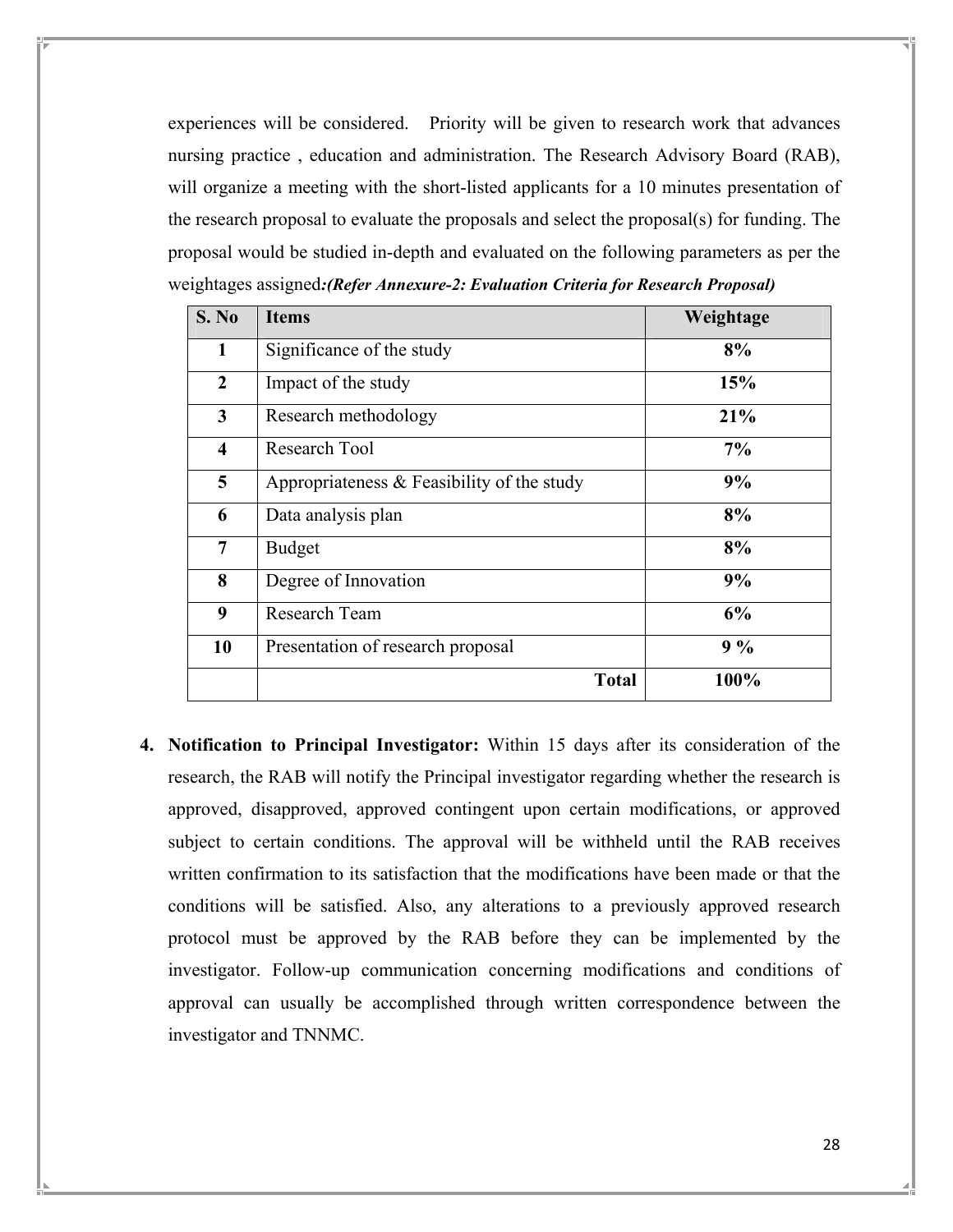experiences will be considered. Priority will be given to research work that advances nursing practice , education and administration. The Research Advisory Board (RAB), will organize a meeting with the short-listed applicants for a 10 minutes presentation of the research proposal to evaluate the proposals and select the proposal(s) for funding. The proposal would be studied in-depth and evaluated on the following parameters as per the weightages assigned***:(Refer Annexure-2: Evaluation Criteria for Research Proposal)***

| S. No | Items | Weightage |
|---|---|---|
| **1** | Significance of the study | **8%** |
| **2** | Impact of the study | **15%** |
| **3** | Research methodology | **21%** |
| **4** | Research Tool | **7%** |
| **5** | Appropriateness & Feasibility of the study | **9%** |
| **6** | Data analysis plan | **8%** |
| **7** | Budget | **8%** |
| **8** | Degree of Innovation | **9%** |
| **9** | Research Team | **6%** |
| **10** | Presentation of research proposal | **9 %** |
| | **Total** | **100%** |

4. **Notification to Principal Investigator:** Within 15 days after its consideration of the research, the RAB will notify the Principal investigator regarding whether the research is approved, disapproved, approved contingent upon certain modifications, or approved subject to certain conditions. The approval will be withheld until the RAB receives written confirmation to its satisfaction that the modifications have been made or that the conditions will be satisfied. Also, any alterations to a previously approved research protocol must be approved by the RAB before they can be implemented by the investigator. Follow-up communication concerning modifications and conditions of approval can usually be accomplished through written correspondence between the investigator and TNNMC.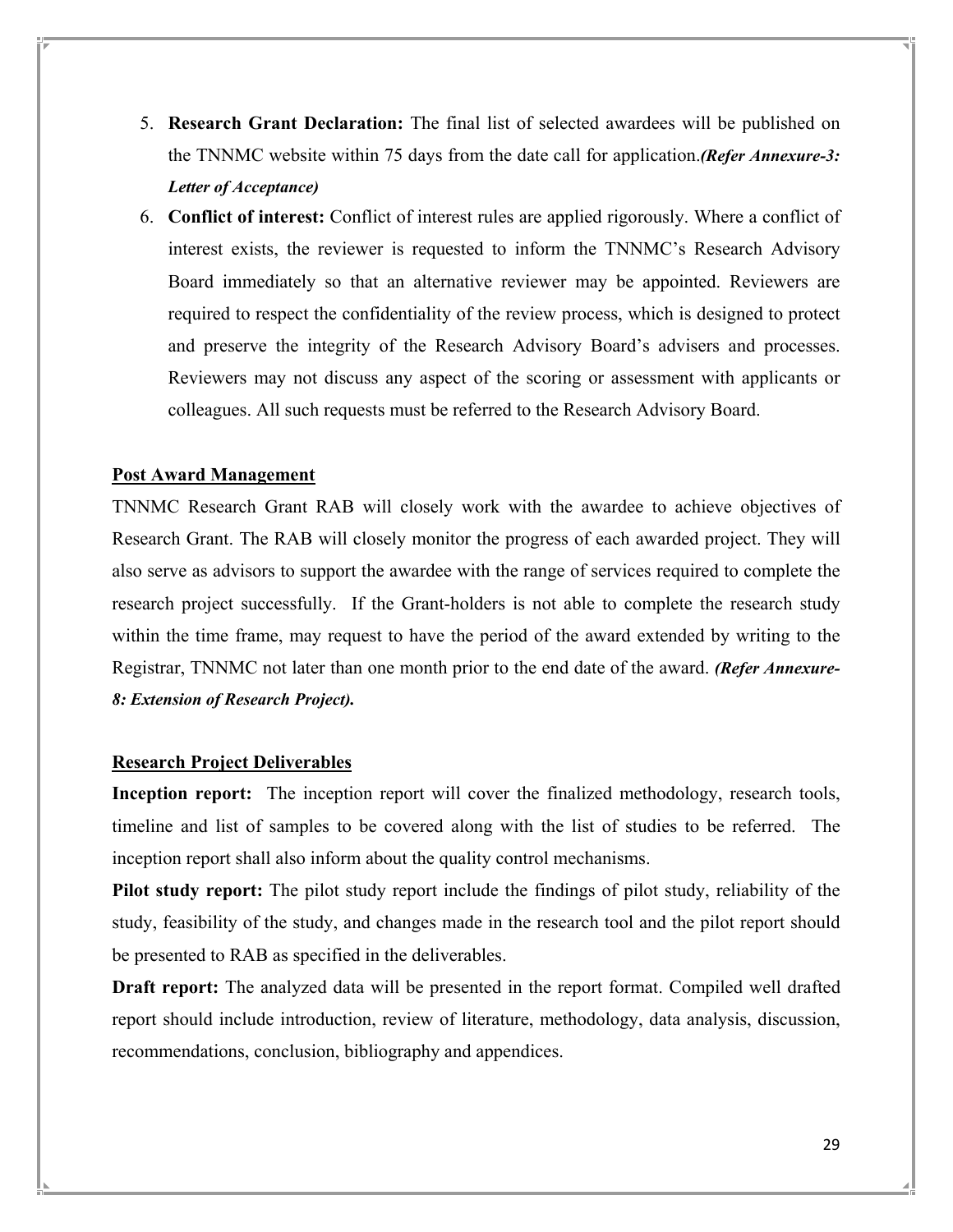5. **Research Grant Declaration:** The final list of selected awardees will be published on the TNNMC website within 75 days from the date call for application.***(Refer Annexure-3: Letter of Acceptance)***
6. **Conflict of interest:** Conflict of interest rules are applied rigorously. Where a conflict of interest exists, the reviewer is requested to inform the TNNMC's Research Advisory Board immediately so that an alternative reviewer may be appointed. Reviewers are required to respect the confidentiality of the review process, which is designed to protect and preserve the integrity of the Research Advisory Board's advisers and processes. Reviewers may not discuss any aspect of the scoring or assessment with applicants or colleagues. All such requests must be referred to the Research Advisory Board.

## Post Award Management

TNNMC Research Grant RAB will closely work with the awardee to achieve objectives of Research Grant. The RAB will closely monitor the progress of each awarded project. They will also serve as advisors to support the awardee with the range of services required to complete the research project successfully. If the Grant-holders is not able to complete the research study within the time frame, may request to have the period of the award extended by writing to the Registrar, TNNMC not later than one month prior to the end date of the award. ***(Refer Annexure-8: Extension of Research Project).***

## Research Project Deliverables

**Inception report:** The inception report will cover the finalized methodology, research tools, timeline and list of samples to be covered along with the list of studies to be referred. The inception report shall also inform about the quality control mechanisms.

**Pilot study report:** The pilot study report include the findings of pilot study, reliability of the study, feasibility of the study, and changes made in the research tool and the pilot report should be presented to RAB as specified in the deliverables.

**Draft report:** The analyzed data will be presented in the report format. Compiled well drafted report should include introduction, review of literature, methodology, data analysis, discussion, recommendations, conclusion, bibliography and appendices.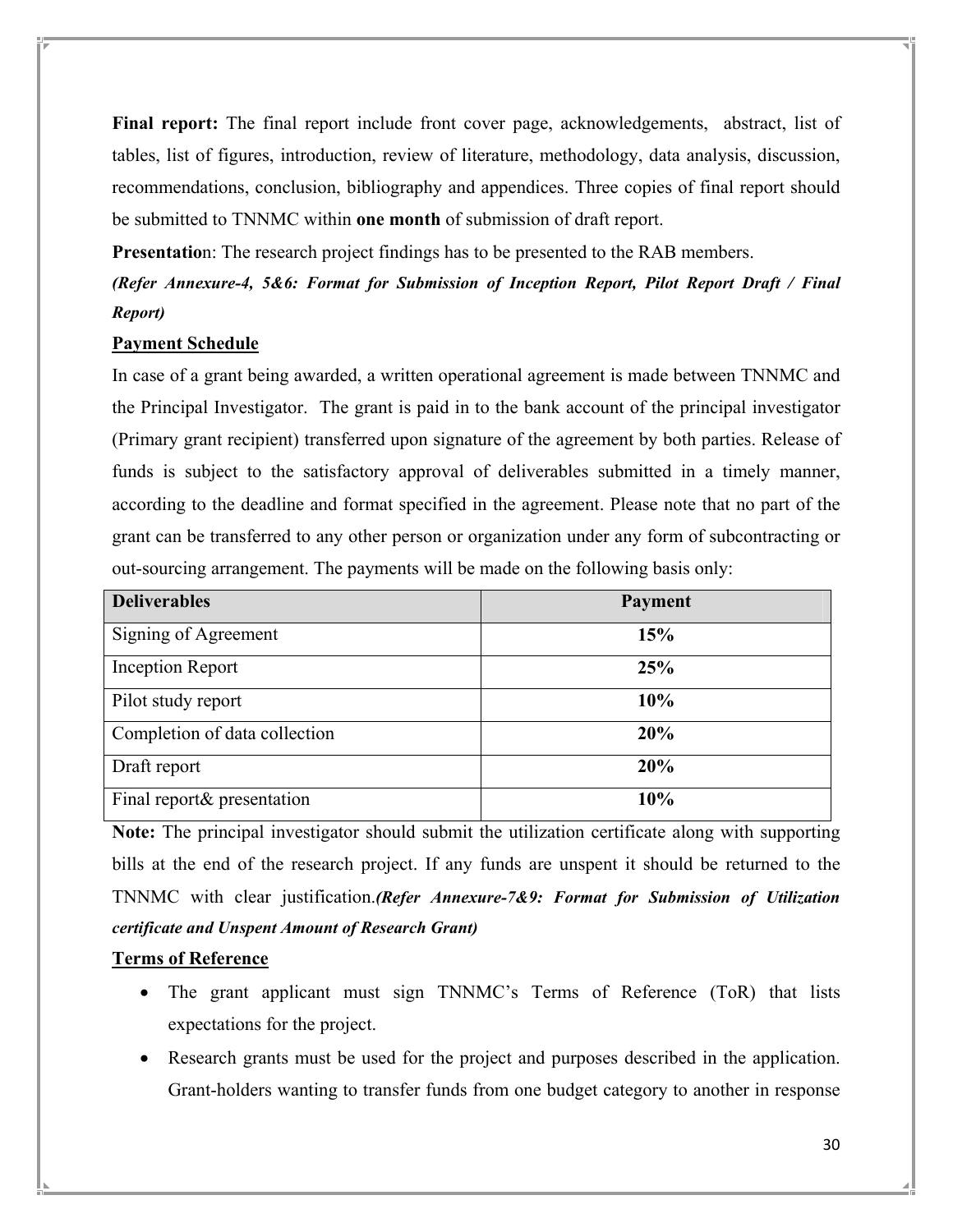**Final report:** The final report include front cover page, acknowledgements, abstract, list of tables, list of figures, introduction, review of literature, methodology, data analysis, discussion, recommendations, conclusion, bibliography and appendices. Three copies of final report should be submitted to TNNMC within **one month** of submission of draft report.

**Presentatio**n: The research project findings has to be presented to the RAB members.

***(Refer Annexure-4, 5&6: Format for Submission of Inception Report, Pilot Report Draft / Final Report)***

**<u>Payment Schedule</u>**

In case of a grant being awarded, a written operational agreement is made between TNNMC and the Principal Investigator. The grant is paid in to the bank account of the principal investigator (Primary grant recipient) transferred upon signature of the agreement by both parties. Release of funds is subject to the satisfactory approval of deliverables submitted in a timely manner, according to the deadline and format specified in the agreement. Please note that no part of the grant can be transferred to any other person or organization under any form of subcontracting or out-sourcing arrangement. The payments will be made on the following basis only:

| **Deliverables** | **Payment** |
|---|---|
| Signing of Agreement | **15%** |
| Inception Report | **25%** |
| Pilot study report | **10%** |
| Completion of data collection | **20%** |
| Draft report | **20%** |
| Final report& presentation | **10%** |

**Note:** The principal investigator should submit the utilization certificate along with supporting bills at the end of the research project. If any funds are unspent it should be returned to the TNNMC with clear justification.***(Refer Annexure-7&9: Format for Submission of Utilization certificate and Unspent Amount of Research Grant)***

**<u>Terms of Reference</u>**

- The grant applicant must sign TNNMC's Terms of Reference (ToR) that lists expectations for the project.
- Research grants must be used for the project and purposes described in the application. Grant-holders wanting to transfer funds from one budget category to another in response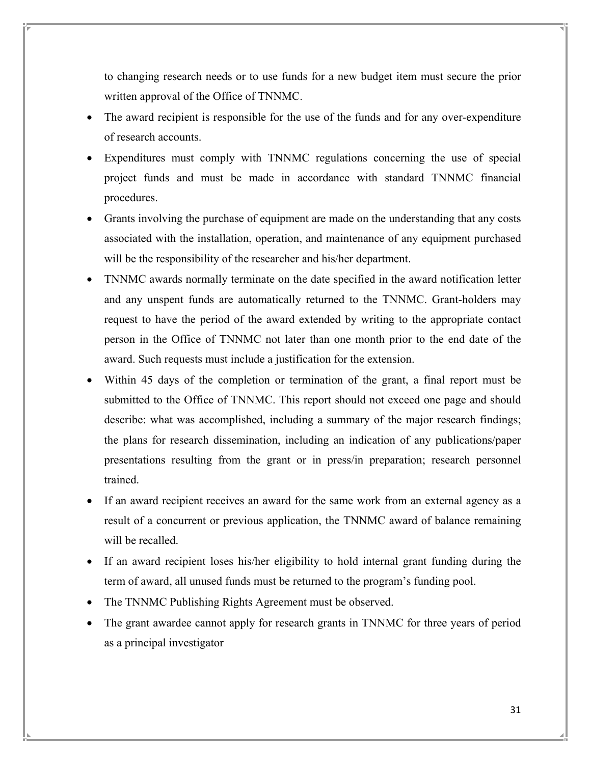to changing research needs or to use funds for a new budget item must secure the prior written approval of the Office of TNNMC.

- The award recipient is responsible for the use of the funds and for any over-expenditure of research accounts.
- Expenditures must comply with TNNMC regulations concerning the use of special project funds and must be made in accordance with standard TNNMC financial procedures.
- Grants involving the purchase of equipment are made on the understanding that any costs associated with the installation, operation, and maintenance of any equipment purchased will be the responsibility of the researcher and his/her department.
- TNNMC awards normally terminate on the date specified in the award notification letter and any unspent funds are automatically returned to the TNNMC. Grant-holders may request to have the period of the award extended by writing to the appropriate contact person in the Office of TNNMC not later than one month prior to the end date of the award. Such requests must include a justification for the extension.
- Within 45 days of the completion or termination of the grant, a final report must be submitted to the Office of TNNMC. This report should not exceed one page and should describe: what was accomplished, including a summary of the major research findings; the plans for research dissemination, including an indication of any publications/paper presentations resulting from the grant or in press/in preparation; research personnel trained.
- If an award recipient receives an award for the same work from an external agency as a result of a concurrent or previous application, the TNNMC award of balance remaining will be recalled.
- If an award recipient loses his/her eligibility to hold internal grant funding during the term of award, all unused funds must be returned to the program's funding pool.
- The TNNMC Publishing Rights Agreement must be observed.
- The grant awardee cannot apply for research grants in TNNMC for three years of period as a principal investigator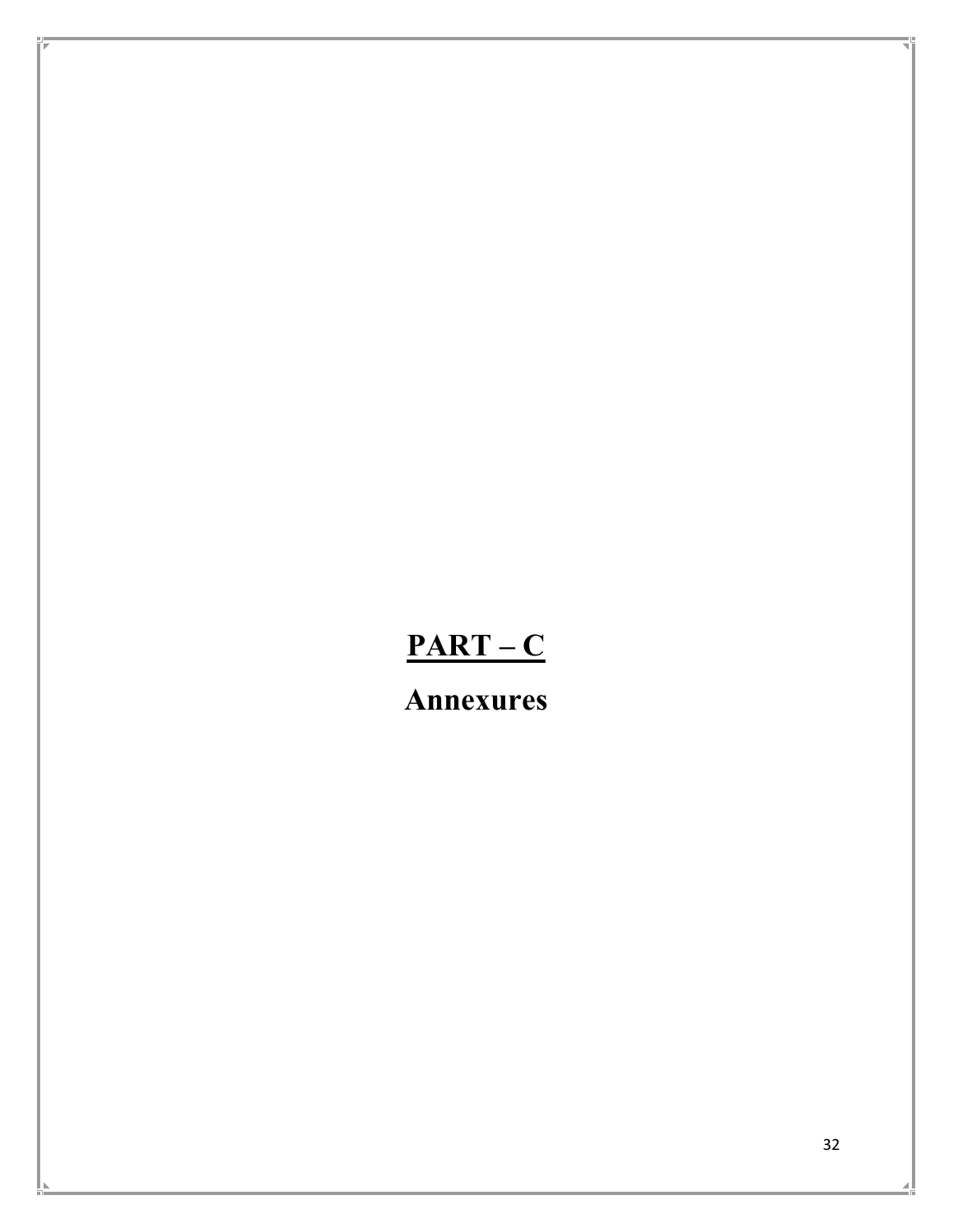# **PART – C**

## **Annexures**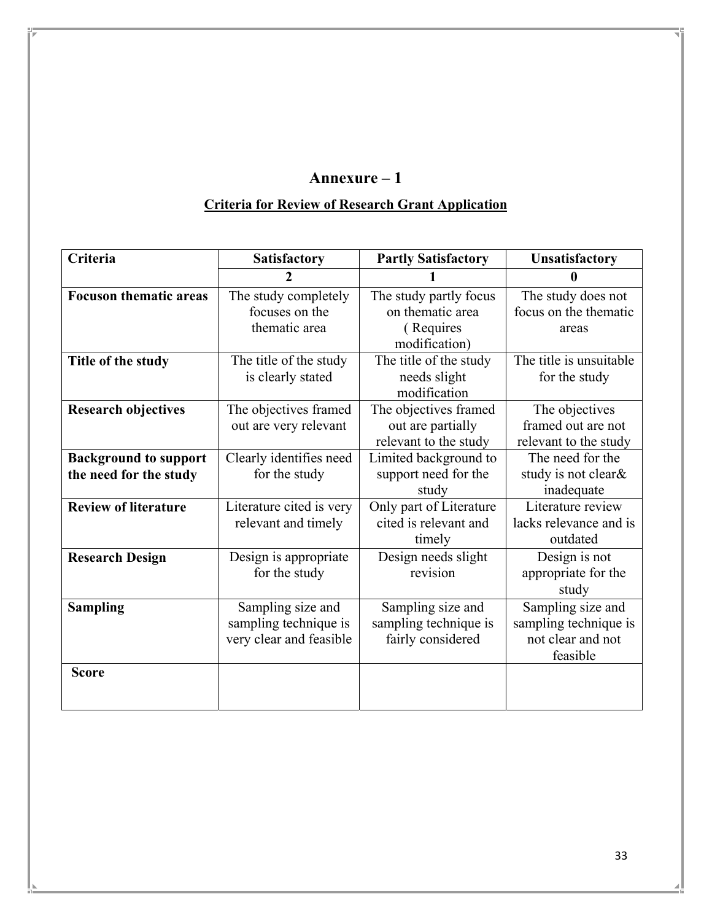# Annexure – 1

## Criteria for Review of Research Grant Application

| Criteria | Satisfactory | Partly Satisfactory | Unsatisfactory |
|---|---|---|---|
| | **2** | **1** | **0** |
| **Focuson thematic areas** | The study completely focuses on the thematic area | The study partly focus on thematic area ( Requires modification) | The study does not focus on the thematic areas |
| **Title of the study** | The title of the study is clearly stated | The title of the study needs slight modification | The title is unsuitable for the study |
| **Research objectives** | The objectives framed out are very relevant | The objectives framed out are partially relevant to the study | The objectives framed out are not relevant to the study |
| **Background to support the need for the study** | Clearly identifies need for the study | Limited background to support need for the study | The need for the study is not clear& inadequate |
| **Review of literature** | Literature cited is very relevant and timely | Only part of Literature cited is relevant and timely | Literature review lacks relevance and is outdated |
| **Research Design** | Design is appropriate for the study | Design needs slight revision | Design is not appropriate for the study |
| **Sampling** | Sampling size and sampling technique is very clear and feasible | Sampling size and sampling technique is fairly considered | Sampling size and sampling technique is not clear and not feasible |
| **Score** | | | |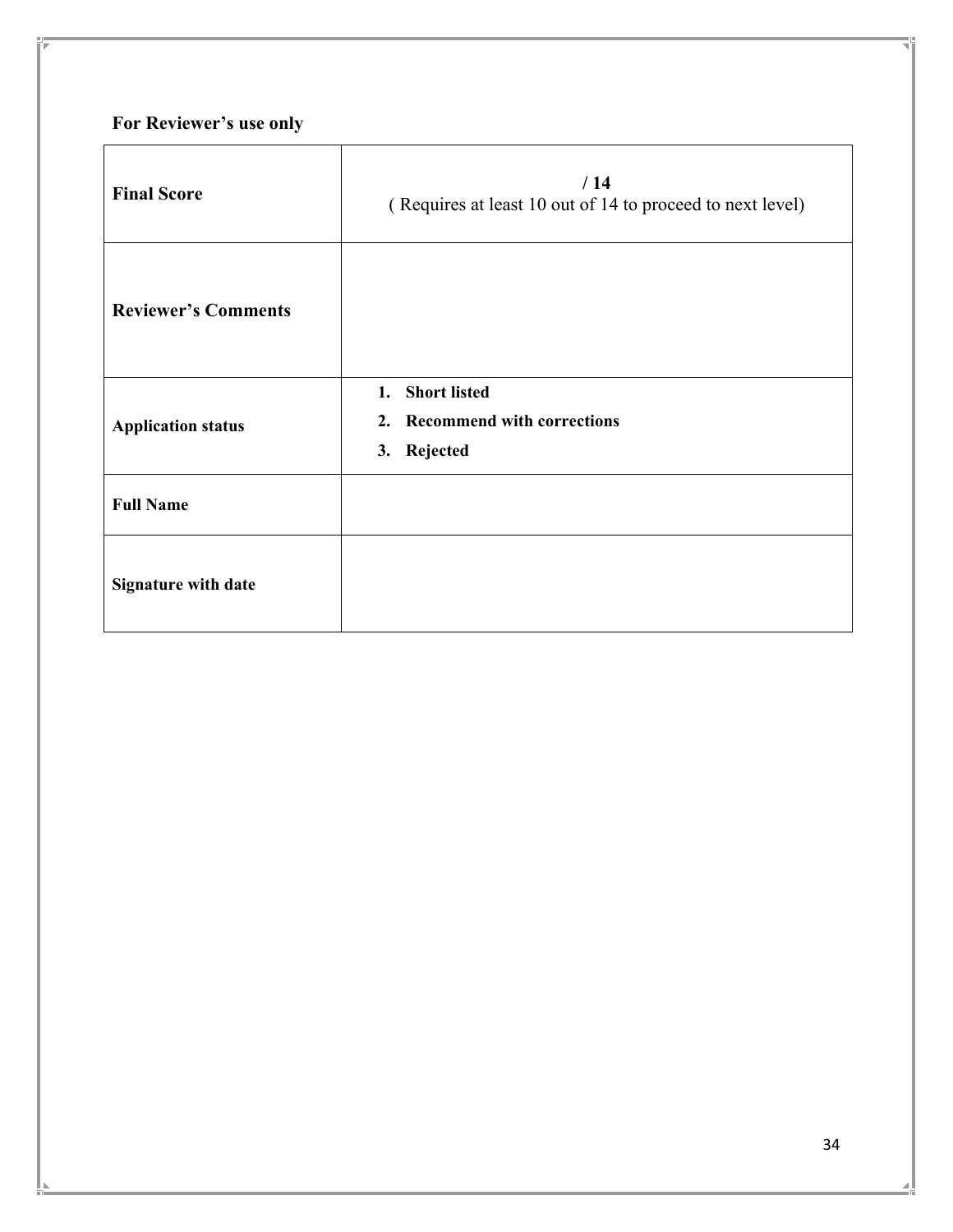**For Reviewer's use only**

| | |
|---|---|
| **Final Score** | **/ 14**<br>( Requires at least 10 out of 14 to proceed to next level) |
| **Reviewer's Comments** | |
| **Application status** | **1. Short listed**<br>**2. Recommend with corrections**<br>**3. Rejected** |
| **Full Name** | |
| **Signature with date** | |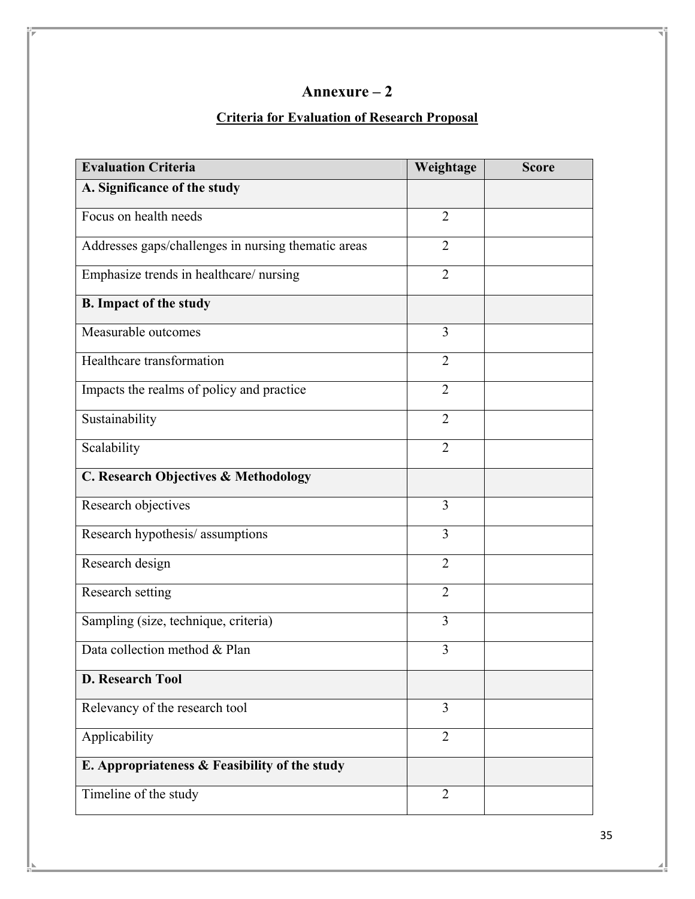# Annexure – 2

## Criteria for Evaluation of Research Proposal

| Evaluation Criteria | Weightage | Score |
|---|---|---|
| **A. Significance of the study** | | |
| Focus on health needs | 2 | |
| Addresses gaps/challenges in nursing thematic areas | 2 | |
| Emphasize trends in healthcare/ nursing | 2 | |
| **B. Impact of the study** | | |
| Measurable outcomes | 3 | |
| Healthcare transformation | 2 | |
| Impacts the realms of policy and practice | 2 | |
| Sustainability | 2 | |
| Scalability | 2 | |
| **C. Research Objectives & Methodology** | | |
| Research objectives | 3 | |
| Research hypothesis/ assumptions | 3 | |
| Research design | 2 | |
| Research setting | 2 | |
| Sampling (size, technique, criteria) | 3 | |
| Data collection method & Plan | 3 | |
| **D. Research Tool** | | |
| Relevancy of the research tool | 3 | |
| Applicability | 2 | |
| **E. Appropriateness & Feasibility of the study** | | |
| Timeline of the study | 2 | |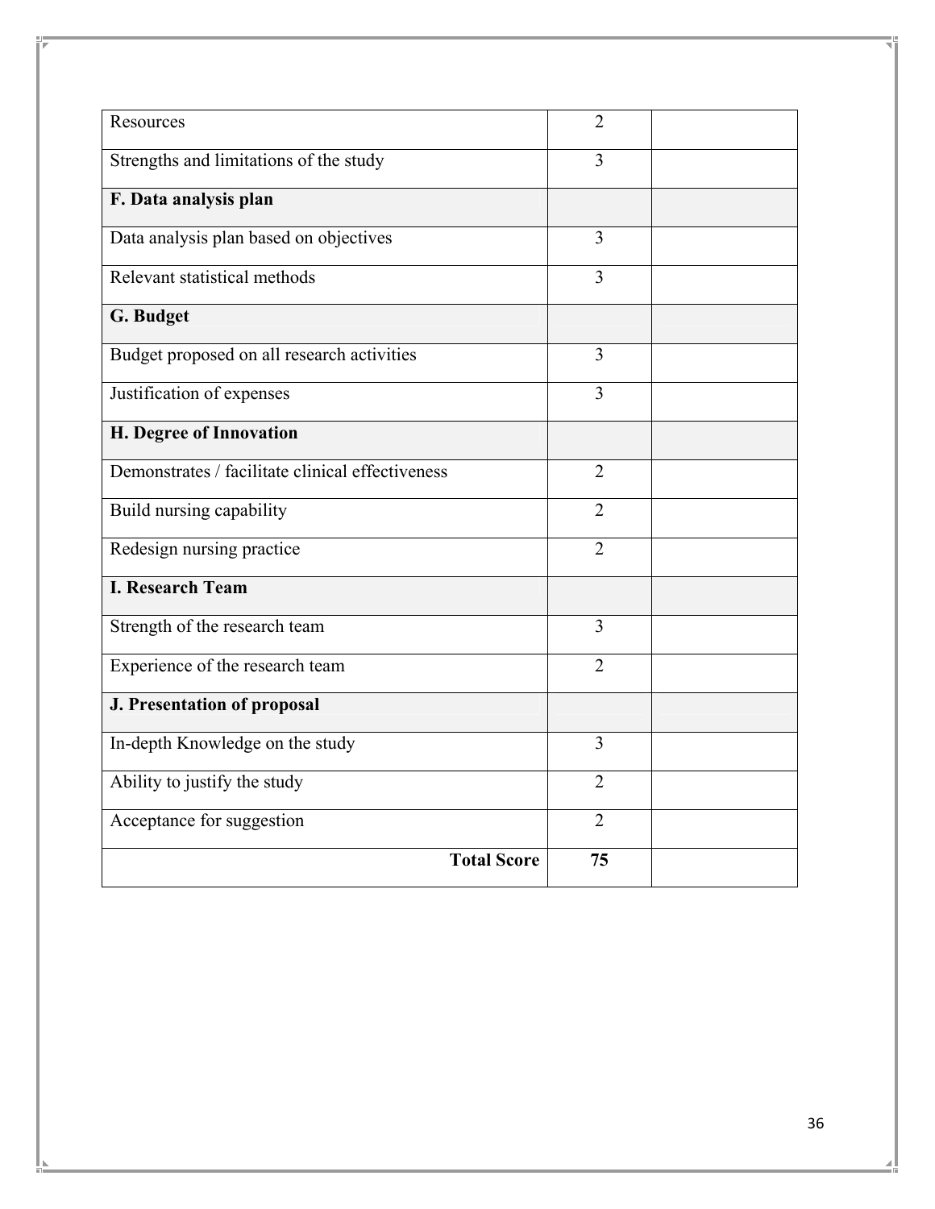| Resources | 2 | |
|---|---|---|
| Strengths and limitations of the study | 3 | |
| **F. Data analysis plan** | | |
| Data analysis plan based on objectives | 3 | |
| Relevant statistical methods | 3 | |
| **G. Budget** | | |
| Budget proposed on all research activities | 3 | |
| Justification of expenses | 3 | |
| **H. Degree of Innovation** | | |
| Demonstrates / facilitate clinical effectiveness | 2 | |
| Build nursing capability | 2 | |
| Redesign nursing practice | 2 | |
| **I. Research Team** | | |
| Strength of the research team | 3 | |
| Experience of the research team | 2 | |
| **J. Presentation of proposal** | | |
| In-depth Knowledge on the study | 3 | |
| Ability to justify the study | 2 | |
| Acceptance for suggestion | 2 | |
| **Total Score** | **75** | |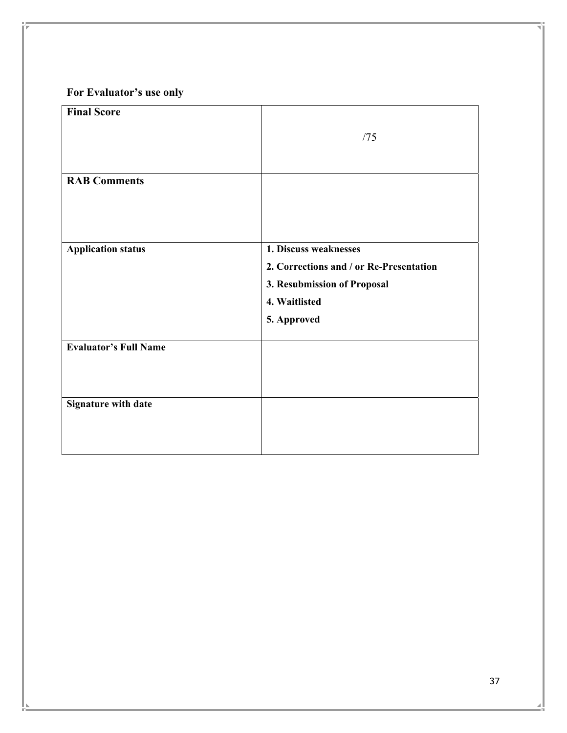**For Evaluator's use only**

| **Final Score** | /75 |
| --- | --- |
| **RAB Comments** | |
| **Application status** | **1. Discuss weaknesses**<br>**2. Corrections and / or Re-Presentation**<br>**3. Resubmission of Proposal**<br>**4. Waitlisted**<br>**5. Approved** |
| **Evaluator's Full Name** | |
| **Signature with date** | |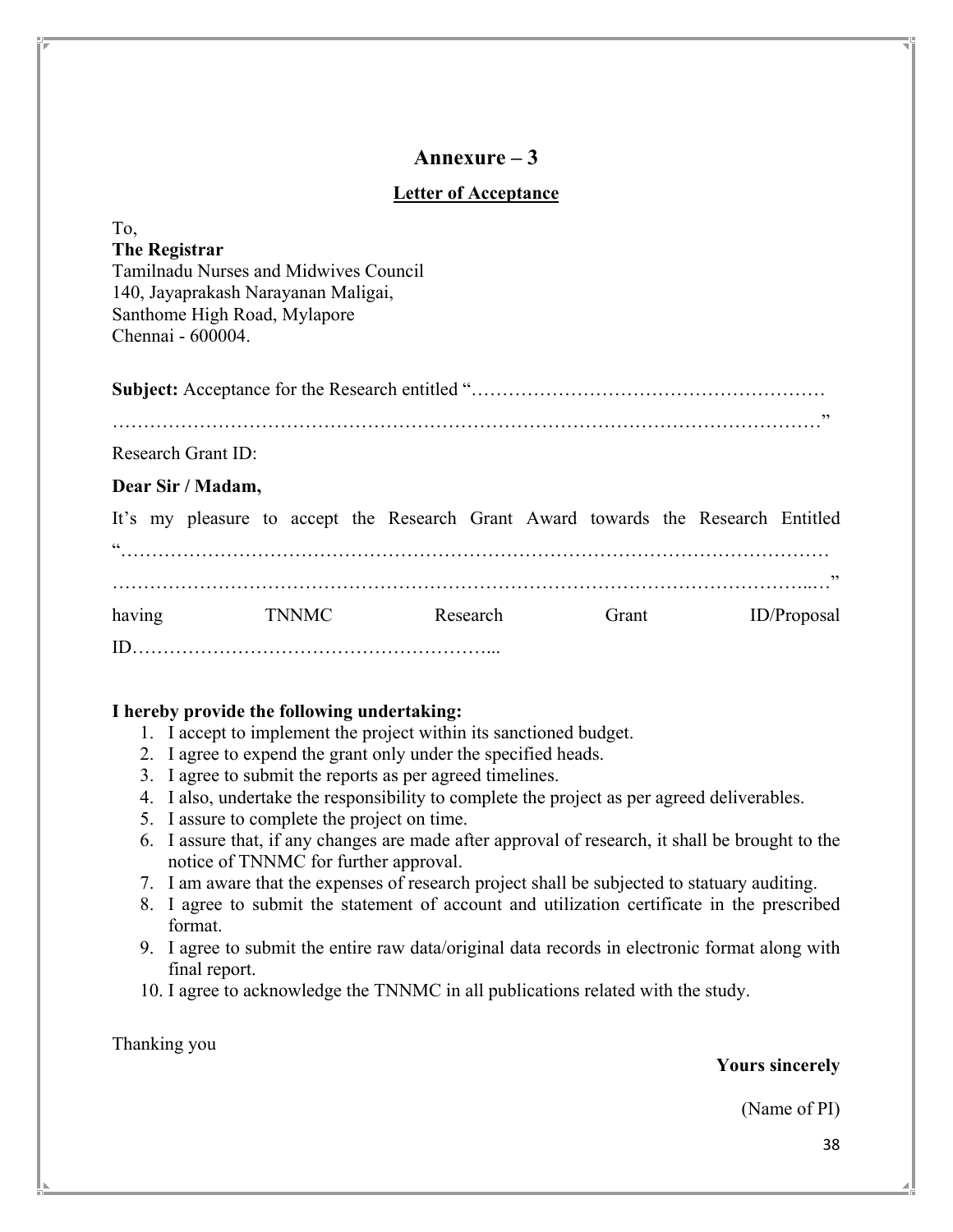# Annexure – 3

## Letter of Acceptance

To,
**The Registrar**
Tamilnadu Nurses and Midwives Council
140, Jayaprakash Narayanan Maligai,
Santhome High Road, Mylapore
Chennai - 600004.

**Subject:** Acceptance for the Research entitled "…………………………………………………
………………………………………………………………………………………………"

Research Grant ID:

**Dear Sir / Madam,**

It's my pleasure to accept the Research Grant Award towards the Research Entitled "…………………………………………………………………………………………………
……………………………………………………………………………………………..…" having TNNMC Research Grant ID/Proposal ID…………………………………………………...

**I hereby provide the following undertaking:**

1. I accept to implement the project within its sanctioned budget.
2. I agree to expend the grant only under the specified heads.
3. I agree to submit the reports as per agreed timelines.
4. I also, undertake the responsibility to complete the project as per agreed deliverables.
5. I assure to complete the project on time.
6. I assure that, if any changes are made after approval of research, it shall be brought to the notice of TNNMC for further approval.
7. I am aware that the expenses of research project shall be subjected to statuary auditing.
8. I agree to submit the statement of account and utilization certificate in the prescribed format.
9. I agree to submit the entire raw data/original data records in electronic format along with final report.
10. I agree to acknowledge the TNNMC in all publications related with the study.

Thanking you

**Yours sincerely**

(Name of PI)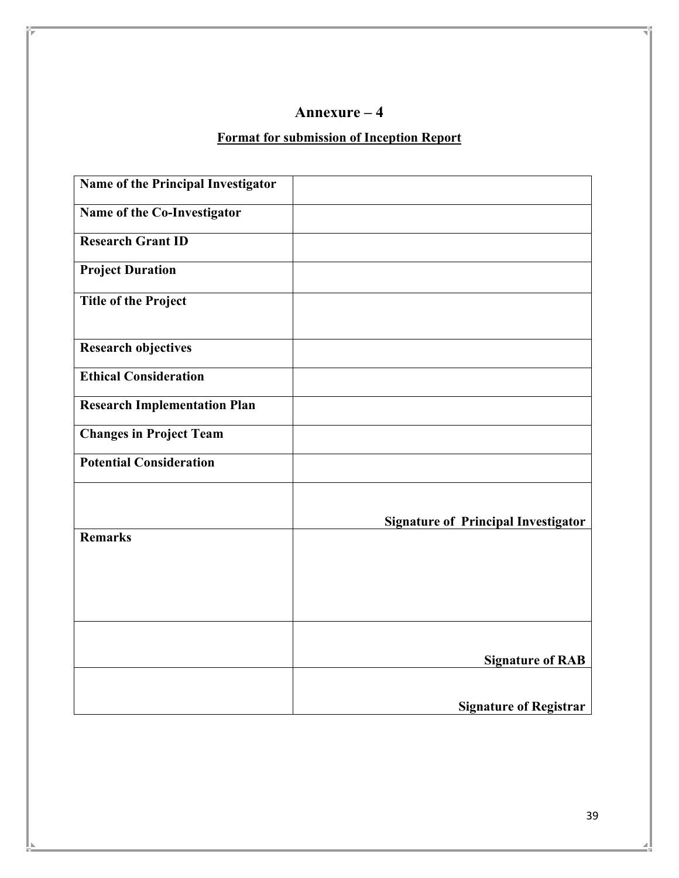# Annexure – 4

**Format for submission of Inception Report**

| | |
|---|---|
| **Name of the Principal Investigator** | |
| **Name of the Co-Investigator** | |
| **Research Grant ID** | |
| **Project Duration** | |
| **Title of the Project** | |
| **Research objectives** | |
| **Ethical Consideration** | |
| **Research Implementation Plan** | |
| **Changes in Project Team** | |
| **Potential Consideration** | |
| | **Signature of Principal Investigator** |
| **Remarks** | |
| | **Signature of RAB** |
| | **Signature of Registrar** |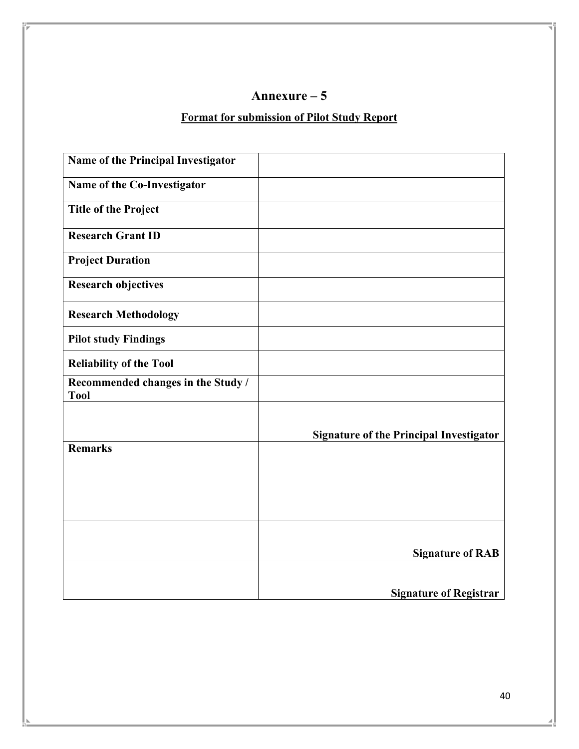# Annexure – 5

**Format for submission of Pilot Study Report**

| | |
|---|---|
| **Name of the Principal Investigator** | |
| **Name of the Co-Investigator** | |
| **Title of the Project** | |
| **Research Grant ID** | |
| **Project Duration** | |
| **Research objectives** | |
| **Research Methodology** | |
| **Pilot study Findings** | |
| **Reliability of the Tool** | |
| **Recommended changes in the Study / Tool** | |
| | **Signature of the Principal Investigator** |
| **Remarks** | |
| | **Signature of RAB** |
| | **Signature of Registrar** |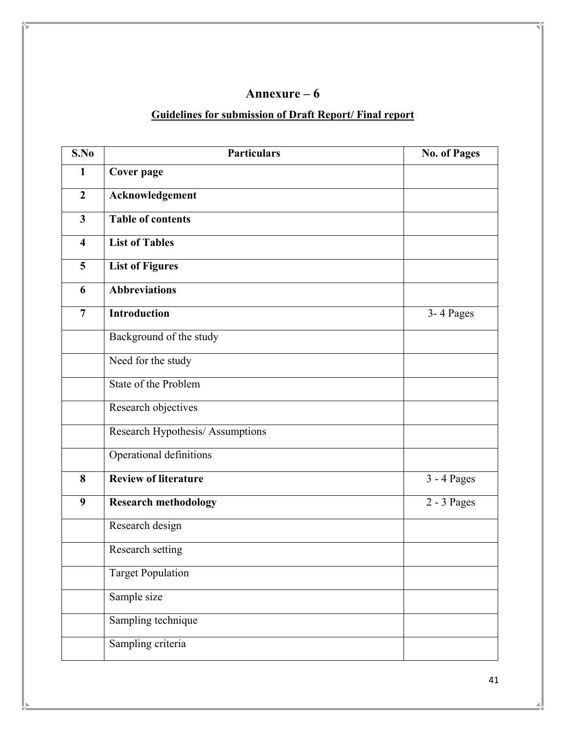# Annexure – 6

## Guidelines for submission of Draft Report/ Final report

| S.No | Particulars | No. of Pages |
|---|---|---|
| **1** | **Cover page** | |
| **2** | **Acknowledgement** | |
| **3** | **Table of contents** | |
| **4** | **List of Tables** | |
| **5** | **List of Figures** | |
| **6** | **Abbreviations** | |
| **7** | **Introduction** | 3- 4 Pages |
| | Background of the study | |
| | Need for the study | |
| | State of the Problem | |
| | Research objectives | |
| | Research Hypothesis/ Assumptions | |
| | Operational definitions | |
| **8** | **Review of literature** | 3 - 4 Pages |
| **9** | **Research methodology** | 2 - 3 Pages |
| | Research design | |
| | Research setting | |
| | Target Population | |
| | Sample size | |
| | Sampling technique | |
| | Sampling criteria | |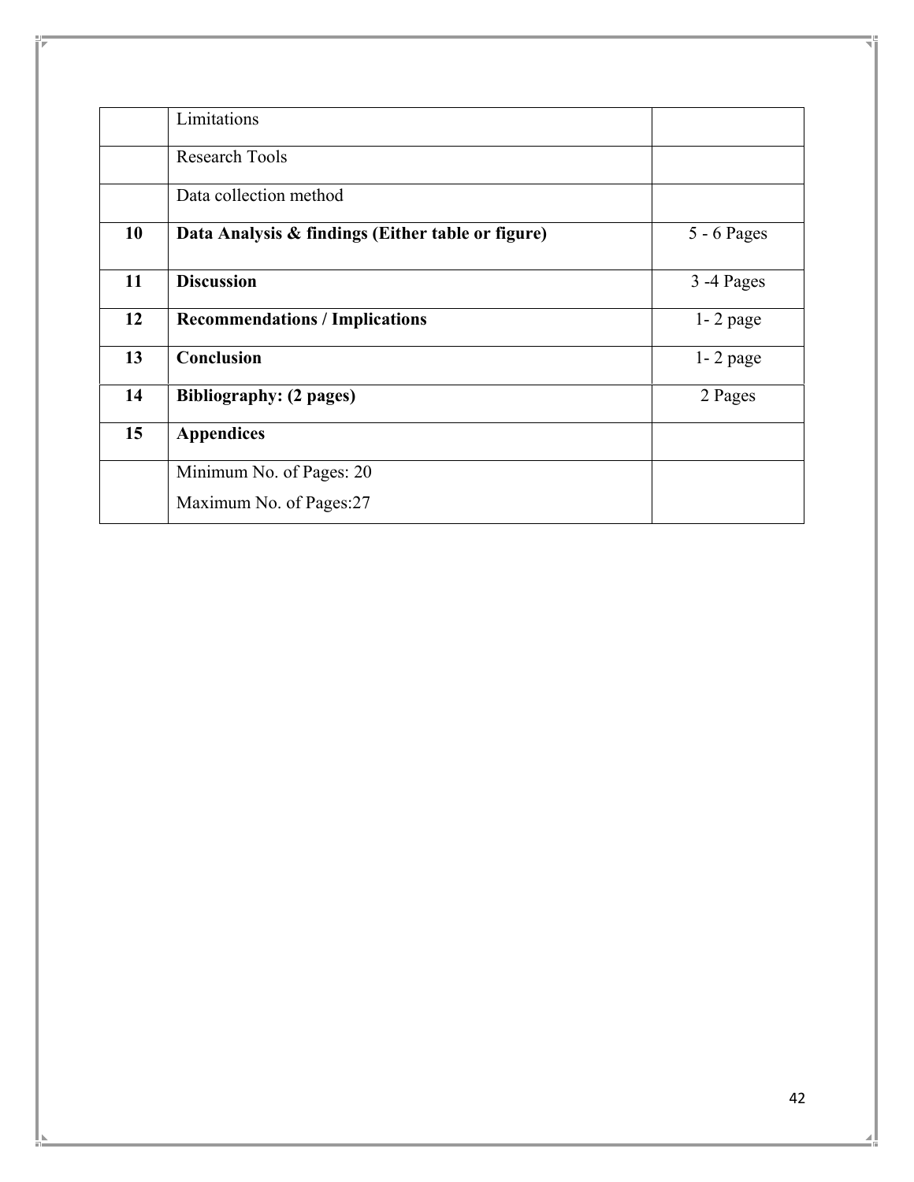| | | |
|---|---|---|
| | Limitations | |
| | Research Tools | |
| | Data collection method | |
| **10** | **Data Analysis & findings (Either table or figure)** | 5 - 6 Pages |
| **11** | **Discussion** | 3 -4 Pages |
| **12** | **Recommendations / Implications** | 1- 2 page |
| **13** | **Conclusion** | 1- 2 page |
| **14** | **Bibliography: (2 pages)** | 2 Pages |
| **15** | **Appendices** | |
| | Minimum No. of Pages: 20<br>Maximum No. of Pages:27 | |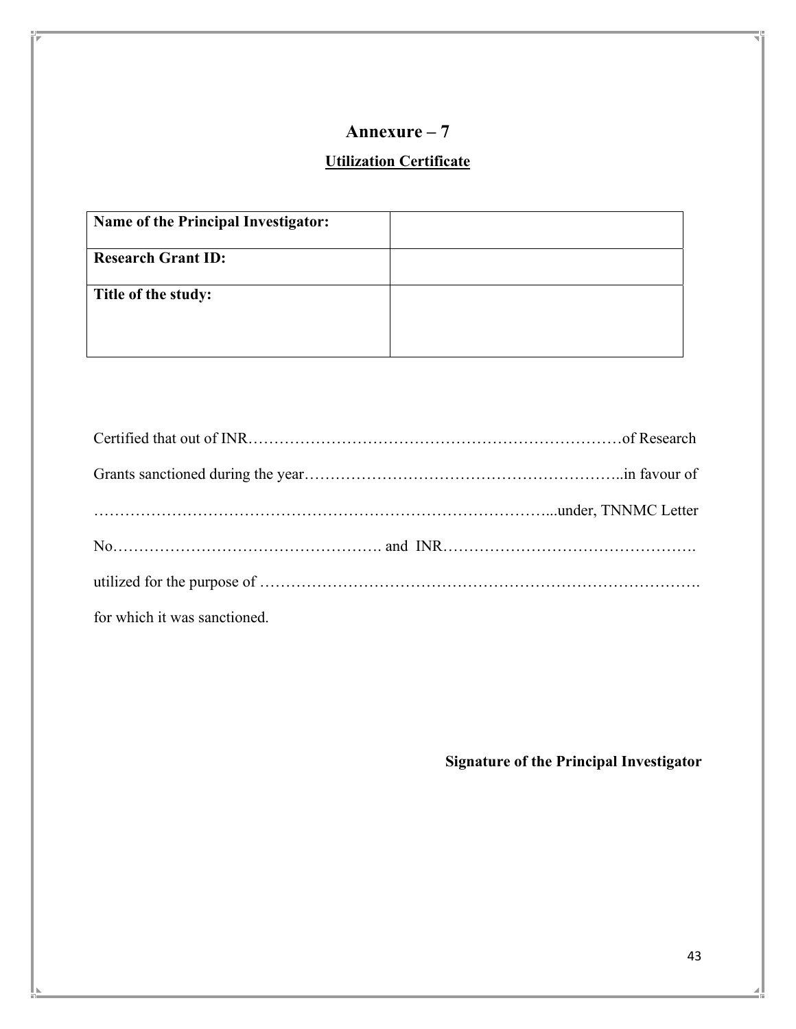# Annexure – 7

## Utilization Certificate

| **Name of the Principal Investigator:** | |
|---|---|
| **Research Grant ID:** | |
| **Title of the study:** | |

Certified that out of INR……………………………………………………………………of Research Grants sanctioned during the year……………………………………………………..in favour of …………………………………………………………………………...under, TNNMC Letter No……………………………………………. and INR…………………………………………. utilized for the purpose of ………………………………………………………………………. for which it was sanctioned.

**Signature of the Principal Investigator**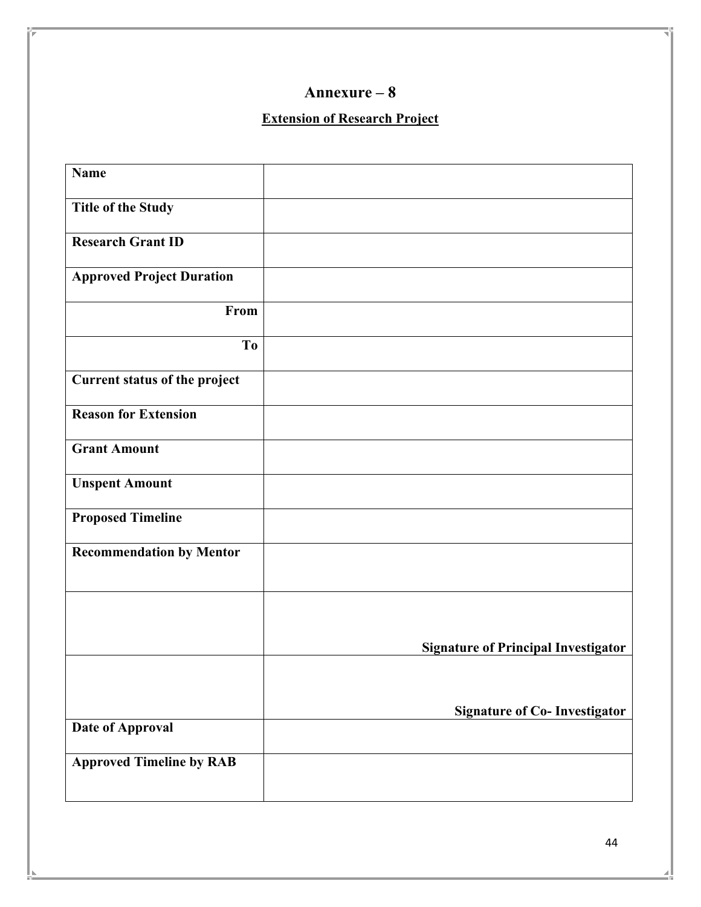# Annexure – 8

## Extension of Research Project

| **Name** | |
|---|---|
| **Title of the Study** | |
| **Research Grant ID** | |
| **Approved Project Duration** | |
| **From** | |
| **To** | |
| **Current status of the project** | |
| **Reason for Extension** | |
| **Grant Amount** | |
| **Unspent Amount** | |
| **Proposed Timeline** | |
| **Recommendation by Mentor** | |
| | **Signature of Principal Investigator** |
| | **Signature of Co- Investigator** |
| **Date of Approval** | |
| **Approved Timeline by RAB** | |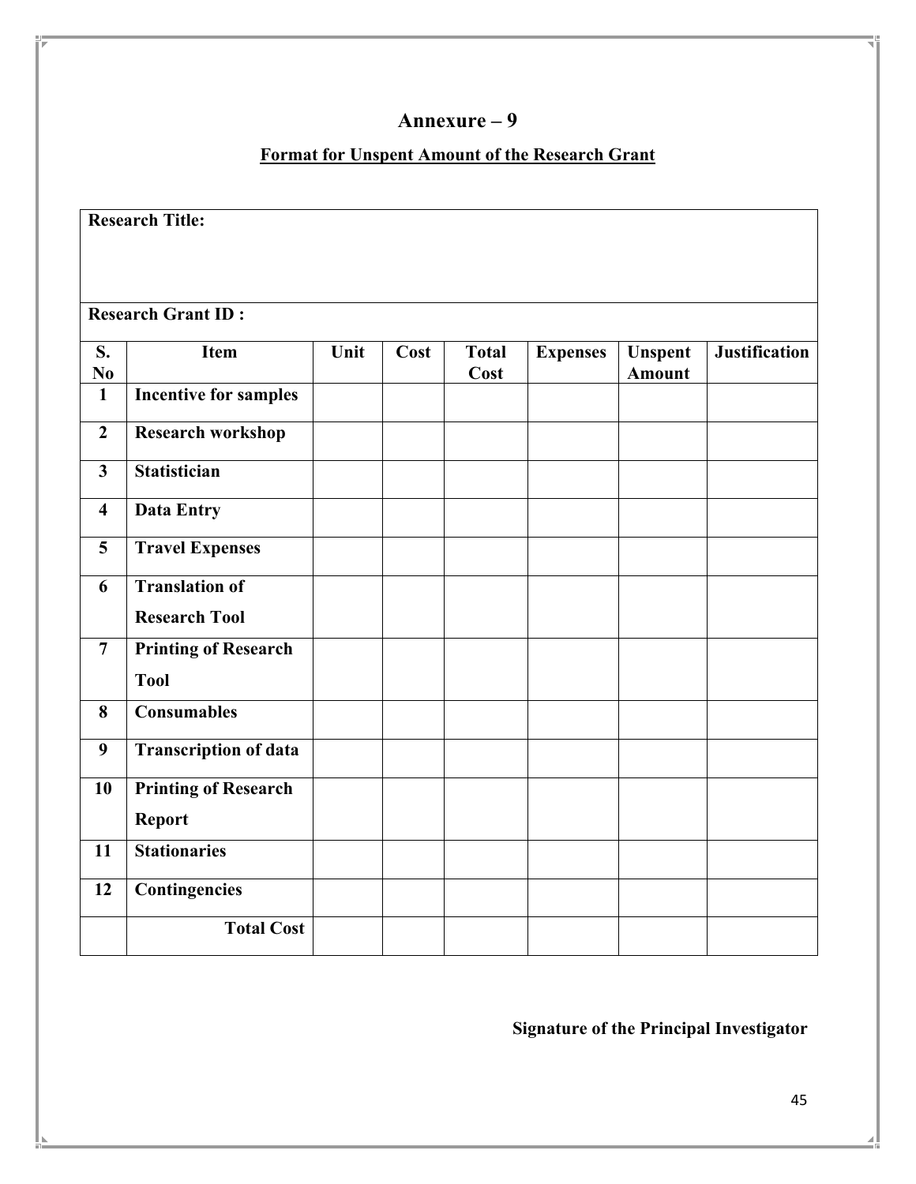# Annexure – 9

## Format for Unspent Amount of the Research Grant

| Research Title: | | | | | | | |
|---|---|---|---|---|---|---|---|
| **Research Grant ID :** | | | | | | | |
| **S. No** | **Item** | **Unit** | **Cost** | **Total Cost** | **Expenses** | **Unspent Amount** | **Justification** |
| **1** | **Incentive for samples** | | | | | | |
| **2** | **Research workshop** | | | | | | |
| **3** | **Statistician** | | | | | | |
| **4** | **Data Entry** | | | | | | |
| **5** | **Travel Expenses** | | | | | | |
| **6** | **Translation of Research Tool** | | | | | | |
| **7** | **Printing of Research Tool** | | | | | | |
| **8** | **Consumables** | | | | | | |
| **9** | **Transcription of data** | | | | | | |
| **10** | **Printing of Research Report** | | | | | | |
| **11** | **Stationaries** | | | | | | |
| **12** | **Contingencies** | | | | | | |
| | **Total Cost** | | | | | | |

**Signature of the Principal Investigator**